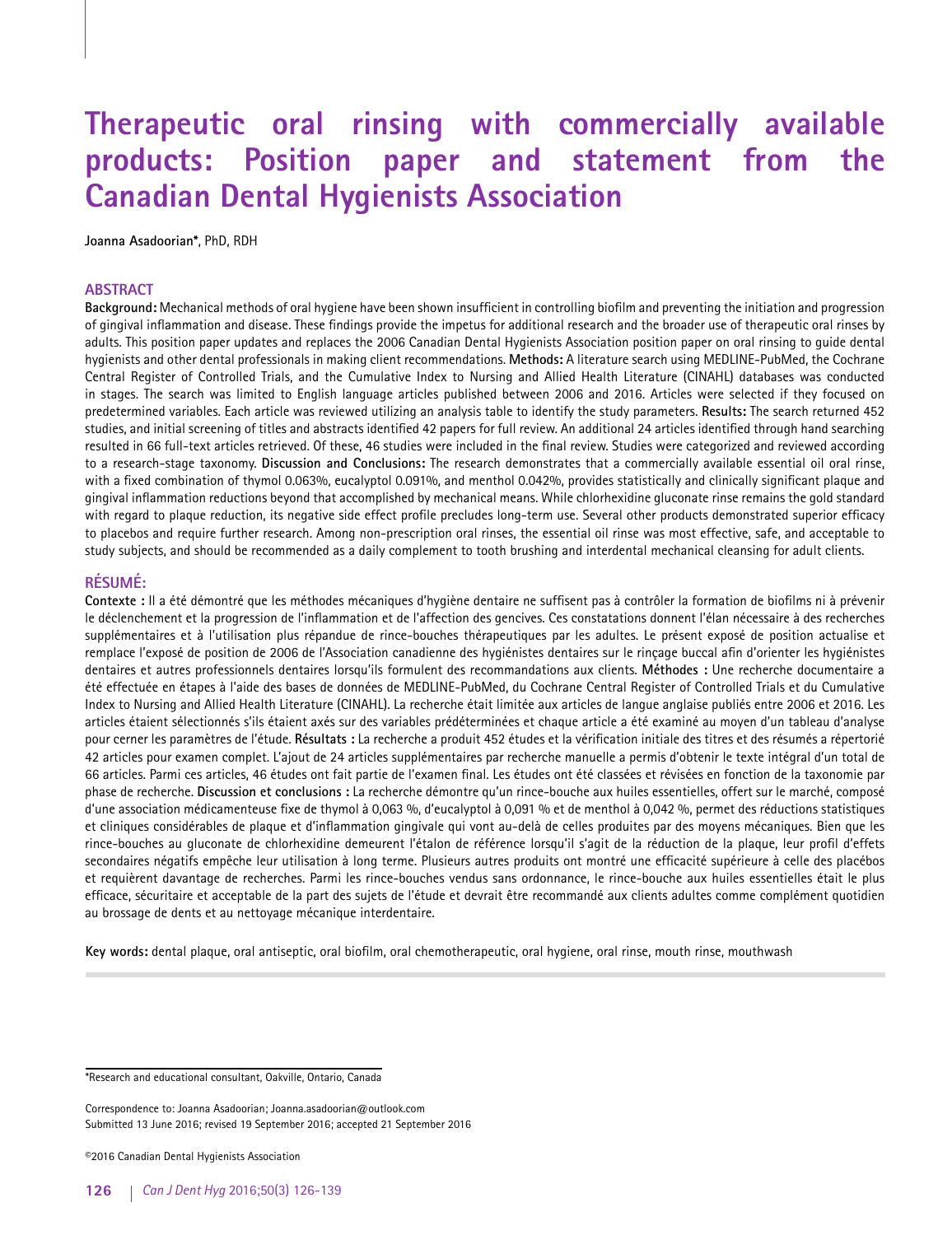# Therapeutic oral rinsing with commercially available products: Position paper and statement from the Canadian Dental Hygienists Association

**Joanna Asadoorian***, PhD, RDH

## ABSTRACT

**Background:** Mechanical methods of oral hygiene have been shown insufficient in controlling biofilm and preventing the initiation and progression of gingival inflammation and disease. These findings provide the impetus for additional research and the broader use of therapeutic oral rinses by adults. This position paper updates and replaces the 2006 Canadian Dental Hygienists Association position paper on oral rinsing to guide dental hygienists and other dental professionals in making client recommendations. **Methods:** A literature search using MEDLINE-PubMed, the Cochrane Central Register of Controlled Trials, and the Cumulative Index to Nursing and Allied Health Literature (CINAHL) databases was conducted in stages. The search was limited to English language articles published between 2006 and 2016. Articles were selected if they focused on predetermined variables. Each article was reviewed utilizing an analysis table to identify the study parameters. **Results:** The search returned 452 studies, and initial screening of titles and abstracts identified 42 papers for full review. An additional 24 articles identified through hand searching resulted in 66 full-text articles retrieved. Of these, 46 studies were included in the final review. Studies were categorized and reviewed according to a research-stage taxonomy. **Discussion and Conclusions:** The research demonstrates that a commercially available essential oil oral rinse, with a fixed combination of thymol 0.063%, eucalyptol 0.091%, and menthol 0.042%, provides statistically and clinically significant plaque and gingival inflammation reductions beyond that accomplished by mechanical means. While chlorhexidine gluconate rinse remains the gold standard with regard to plaque reduction, its negative side effect profile precludes long-term use. Several other products demonstrated superior efficacy to placebos and require further research. Among non-prescription oral rinses, the essential oil rinse was most effective, safe, and acceptable to study subjects, and should be recommended as a daily complement to tooth brushing and interdental mechanical cleansing for adult clients.

## RÉSUMÉ:

**Contexte :** Il a été démontré que les méthodes mécaniques d'hygiène dentaire ne suffisent pas à contrôler la formation de biofilms ni à prévenir le déclenchement et la progression de l'inflammation et de l'affection des gencives. Ces constatations donnent l'élan nécessaire à des recherches supplémentaires et à l'utilisation plus répandue de rince-bouches thérapeutiques par les adultes. Le présent exposé de position actualise et remplace l'exposé de position de 2006 de l'Association canadienne des hygiénistes dentaires sur le rinçage buccal afin d'orienter les hygiénistes dentaires et autres professionnels dentaires lorsqu'ils formulent des recommandations aux clients. **Méthodes :** Une recherche documentaire a été effectuée en étapes à l'aide des bases de données de MEDLINE-PubMed, du Cochrane Central Register of Controlled Trials et du Cumulative Index to Nursing and Allied Health Literature (CINAHL). La recherche était limitée aux articles de langue anglaise publiés entre 2006 et 2016. Les articles étaient sélectionnés s'ils étaient axés sur des variables prédéterminées et chaque article a été examiné au moyen d'un tableau d'analyse pour cerner les paramètres de l'étude. **Résultats :** La recherche a produit 452 études et la vérification initiale des titres et des résumés a répertorié 42 articles pour examen complet. L'ajout de 24 articles supplémentaires par recherche manuelle a permis d'obtenir le texte intégral d'un total de 66 articles. Parmi ces articles, 46 études ont fait partie de l'examen final. Les études ont été classées et révisées en fonction de la taxonomie par phase de recherche. **Discussion et conclusions :** La recherche démontre qu'un rince-bouche aux huiles essentielles, offert sur le marché, composé d'une association médicamenteuse fixe de thymol à 0,063 %, d'eucalyptol à 0,091 % et de menthol à 0,042 %, permet des réductions statistiques et cliniques considérables de plaque et d'inflammation gingivale qui vont au-delà de celles produites par des moyens mécaniques. Bien que les rince-bouches au gluconate de chlorhexidine demeurent l'étalon de référence lorsqu'il s'agit de la réduction de la plaque, leur profil d'effets secondaires négatifs empêche leur utilisation à long terme. Plusieurs autres produits ont montré une efficacité supérieure à celle des placébos et requièrent davantage de recherches. Parmi les rince-bouches vendus sans ordonnance, le rince-bouche aux huiles essentielles était le plus efficace, sécuritaire et acceptable de la part des sujets de l'étude et devrait être recommandé aux clients adultes comme complément quotidien au brossage de dents et au nettoyage mécanique interdentaire.

**Key words:** dental plaque, oral antiseptic, oral biofilm, oral chemotherapeutic, oral hygiene, oral rinse, mouth rinse, mouthwash

---

*Research and educational consultant, Oakville, Ontario, Canada

Correspondence to: Joanna Asadoorian; Joanna.asadoorian@outlook.com
Submitted 13 June 2016; revised 19 September 2016; accepted 21 September 2016

©2016 Canadian Dental Hygienists Association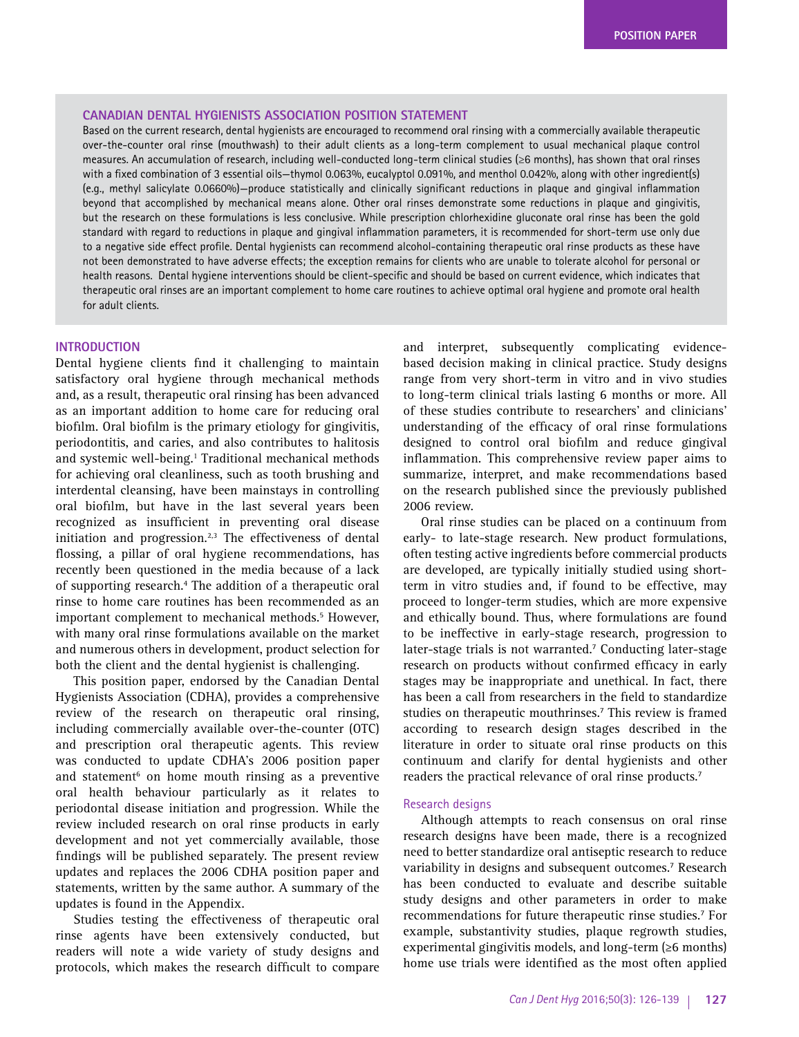## CANADIAN DENTAL HYGIENISTS ASSOCIATION POSITION STATEMENT

Based on the current research, dental hygienists are encouraged to recommend oral rinsing with a commercially available therapeutic over-the-counter oral rinse (mouthwash) to their adult clients as a long-term complement to usual mechanical plaque control measures. An accumulation of research, including well-conducted long-term clinical studies (≥6 months), has shown that oral rinses with a fixed combination of 3 essential oils—thymol 0.063%, eucalyptol 0.091%, and menthol 0.042%, along with other ingredient(s) (e.g., methyl salicylate 0.0660%)—produce statistically and clinically significant reductions in plaque and gingival inflammation beyond that accomplished by mechanical means alone. Other oral rinses demonstrate some reductions in plaque and gingivitis, but the research on these formulations is less conclusive. While prescription chlorhexidine gluconate oral rinse has been the gold standard with regard to reductions in plaque and gingival inflammation parameters, it is recommended for short-term use only due to a negative side effect profile. Dental hygienists can recommend alcohol-containing therapeutic oral rinse products as these have not been demonstrated to have adverse effects; the exception remains for clients who are unable to tolerate alcohol for personal or health reasons. Dental hygiene interventions should be client-specific and should be based on current evidence, which indicates that therapeutic oral rinses are an important complement to home care routines to achieve optimal oral hygiene and promote oral health for adult clients.

## INTRODUCTION

Dental hygiene clients find it challenging to maintain satisfactory oral hygiene through mechanical methods and, as a result, therapeutic oral rinsing has been advanced as an important addition to home care for reducing oral biofilm. Oral biofilm is the primary etiology for gingivitis, periodontitis, and caries, and also contributes to halitosis and systemic well-being.[1] Traditional mechanical methods for achieving oral cleanliness, such as tooth brushing and interdental cleansing, have been mainstays in controlling oral biofilm, but have in the last several years been recognized as insufficient in preventing oral disease initiation and progression.[2,3] The effectiveness of dental flossing, a pillar of oral hygiene recommendations, has recently been questioned in the media because of a lack of supporting research.[4] The addition of a therapeutic oral rinse to home care routines has been recommended as an important complement to mechanical methods.[5] However, with many oral rinse formulations available on the market and numerous others in development, product selection for both the client and the dental hygienist is challenging.

This position paper, endorsed by the Canadian Dental Hygienists Association (CDHA), provides a comprehensive review of the research on therapeutic oral rinsing, including commercially available over-the-counter (OTC) and prescription oral therapeutic agents. This review was conducted to update CDHA's 2006 position paper and statement[6] on home mouth rinsing as a preventive oral health behaviour particularly as it relates to periodontal disease initiation and progression. While the review included research on oral rinse products in early development and not yet commercially available, those findings will be published separately. The present review updates and replaces the 2006 CDHA position paper and statements, written by the same author. A summary of the updates is found in the Appendix.

Studies testing the effectiveness of therapeutic oral rinse agents have been extensively conducted, but readers will note a wide variety of study designs and protocols, which makes the research difficult to compare and interpret, subsequently complicating evidence-based decision making in clinical practice. Study designs range from very short-term in vitro and in vivo studies to long-term clinical trials lasting 6 months or more. All of these studies contribute to researchers' and clinicians' understanding of the efficacy of oral rinse formulations designed to control oral biofilm and reduce gingival inflammation. This comprehensive review paper aims to summarize, interpret, and make recommendations based on the research published since the previously published 2006 review.

Oral rinse studies can be placed on a continuum from early- to late-stage research. New product formulations, often testing active ingredients before commercial products are developed, are typically initially studied using short-term in vitro studies and, if found to be effective, may proceed to longer-term studies, which are more expensive and ethically bound. Thus, where formulations are found to be ineffective in early-stage research, progression to later-stage trials is not warranted.[7] Conducting later-stage research on products without confirmed efficacy in early stages may be inappropriate and unethical. In fact, there has been a call from researchers in the field to standardize studies on therapeutic mouthrinses.[7] This review is framed according to research design stages described in the literature in order to situate oral rinse products on this continuum and clarify for dental hygienists and other readers the practical relevance of oral rinse products.[7]

### Research designs

Although attempts to reach consensus on oral rinse research designs have been made, there is a recognized need to better standardize oral antiseptic research to reduce variability in designs and subsequent outcomes.[7] Research has been conducted to evaluate and describe suitable study designs and other parameters in order to make recommendations for future therapeutic rinse studies.[7] For example, substantivity studies, plaque regrowth studies, experimental gingivitis models, and long-term (≥6 months) home use trials were identified as the most often applied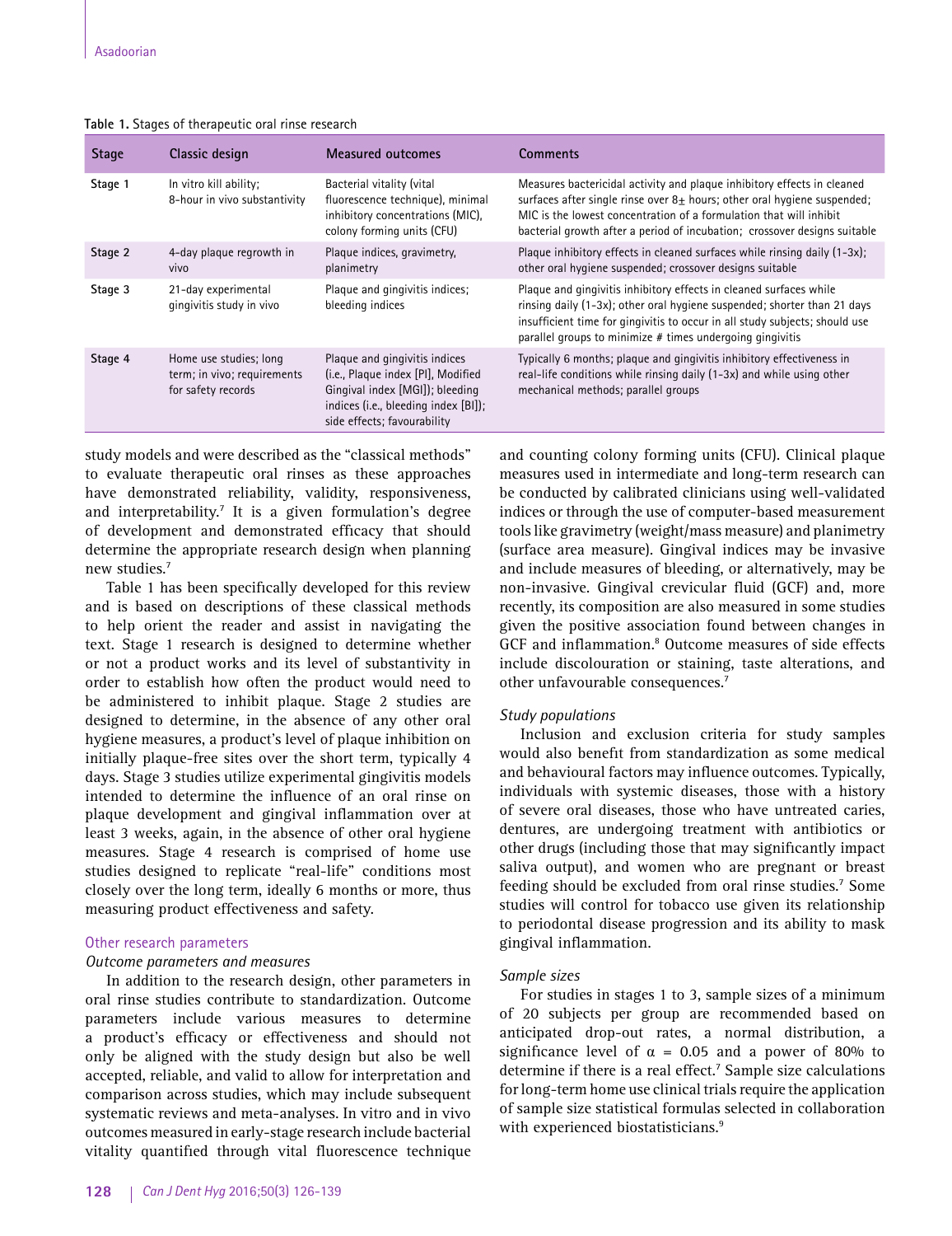**Table 1.** Stages of therapeutic oral rinse research

| Stage | Classic design | Measured outcomes | Comments |
|---|---|---|---|
| Stage 1 | In vitro kill ability; 8-hour in vivo substantivity | Bacterial vitality (vital fluorescence technique), minimal inhibitory concentrations (MIC), colony forming units (CFU) | Measures bactericidal activity and plaque inhibitory effects in cleaned surfaces after single rinse over 8± hours; other oral hygiene suspended; MIC is the lowest concentration of a formulation that will inhibit bacterial growth after a period of incubation; crossover designs suitable |
| Stage 2 | 4-day plaque regrowth in vivo | Plaque indices, gravimetry, planimetry | Plaque inhibitory effects in cleaned surfaces while rinsing daily (1-3x); other oral hygiene suspended; crossover designs suitable |
| Stage 3 | 21-day experimental gingivitis study in vivo | Plaque and gingivitis indices; bleeding indices | Plaque and gingivitis inhibitory effects in cleaned surfaces while rinsing daily (1-3x); other oral hygiene suspended; shorter than 21 days insufficient time for gingivitis to occur in all study subjects; should use parallel groups to minimize # times undergoing gingivitis |
| Stage 4 | Home use studies; long term; in vivo; requirements for safety records | Plaque and gingivitis indices (i.e., Plaque index [PI], Modified Gingival index [MGI]); bleeding indices (i.e., bleeding index [BI]); side effects; favourability | Typically 6 months; plaque and gingivitis inhibitory effectiveness in real-life conditions while rinsing daily (1-3x) and while using other mechanical methods; parallel groups |

study models and were described as the "classical methods" to evaluate therapeutic oral rinses as these approaches have demonstrated reliability, validity, responsiveness, and interpretability.[7] It is a given formulation's degree of development and demonstrated efficacy that should determine the appropriate research design when planning new studies.[7]

Table 1 has been specifically developed for this review and is based on descriptions of these classical methods to help orient the reader and assist in navigating the text. Stage 1 research is designed to determine whether or not a product works and its level of substantivity in order to establish how often the product would need to be administered to inhibit plaque. Stage 2 studies are designed to determine, in the absence of any other oral hygiene measures, a product's level of plaque inhibition on initially plaque-free sites over the short term, typically 4 days. Stage 3 studies utilize experimental gingivitis models intended to determine the influence of an oral rinse on plaque development and gingival inflammation over at least 3 weeks, again, in the absence of other oral hygiene measures. Stage 4 research is comprised of home use studies designed to replicate "real-life" conditions most closely over the long term, ideally 6 months or more, thus measuring product effectiveness and safety.

## Other research parameters

### *Outcome parameters and measures*

In addition to the research design, other parameters in oral rinse studies contribute to standardization. Outcome parameters include various measures to determine a product's efficacy or effectiveness and should not only be aligned with the study design but also be well accepted, reliable, and valid to allow for interpretation and comparison across studies, which may include subsequent systematic reviews and meta-analyses. In vitro and in vivo outcomes measured in early-stage research include bacterial vitality quantified through vital fluorescence technique and counting colony forming units (CFU). Clinical plaque measures used in intermediate and long-term research can be conducted by calibrated clinicians using well-validated indices or through the use of computer-based measurement tools like gravimetry (weight/mass measure) and planimetry (surface area measure). Gingival indices may be invasive and include measures of bleeding, or alternatively, may be non-invasive. Gingival crevicular fluid (GCF) and, more recently, its composition are also measured in some studies given the positive association found between changes in GCF and inflammation.[8] Outcome measures of side effects include discolouration or staining, taste alterations, and other unfavourable consequences.[7]

### *Study populations*

Inclusion and exclusion criteria for study samples would also benefit from standardization as some medical and behavioural factors may influence outcomes. Typically, individuals with systemic diseases, those with a history of severe oral diseases, those who have untreated caries, dentures, are undergoing treatment with antibiotics or other drugs (including those that may significantly impact saliva output), and women who are pregnant or breast feeding should be excluded from oral rinse studies.[7] Some studies will control for tobacco use given its relationship to periodontal disease progression and its ability to mask gingival inflammation.

### *Sample sizes*

For studies in stages 1 to 3, sample sizes of a minimum of 20 subjects per group are recommended based on anticipated drop-out rates, a normal distribution, a significance level of $\alpha = 0.05$ and a power of 80% to determine if there is a real effect.[7] Sample size calculations for long-term home use clinical trials require the application of sample size statistical formulas selected in collaboration with experienced biostatisticians.[9]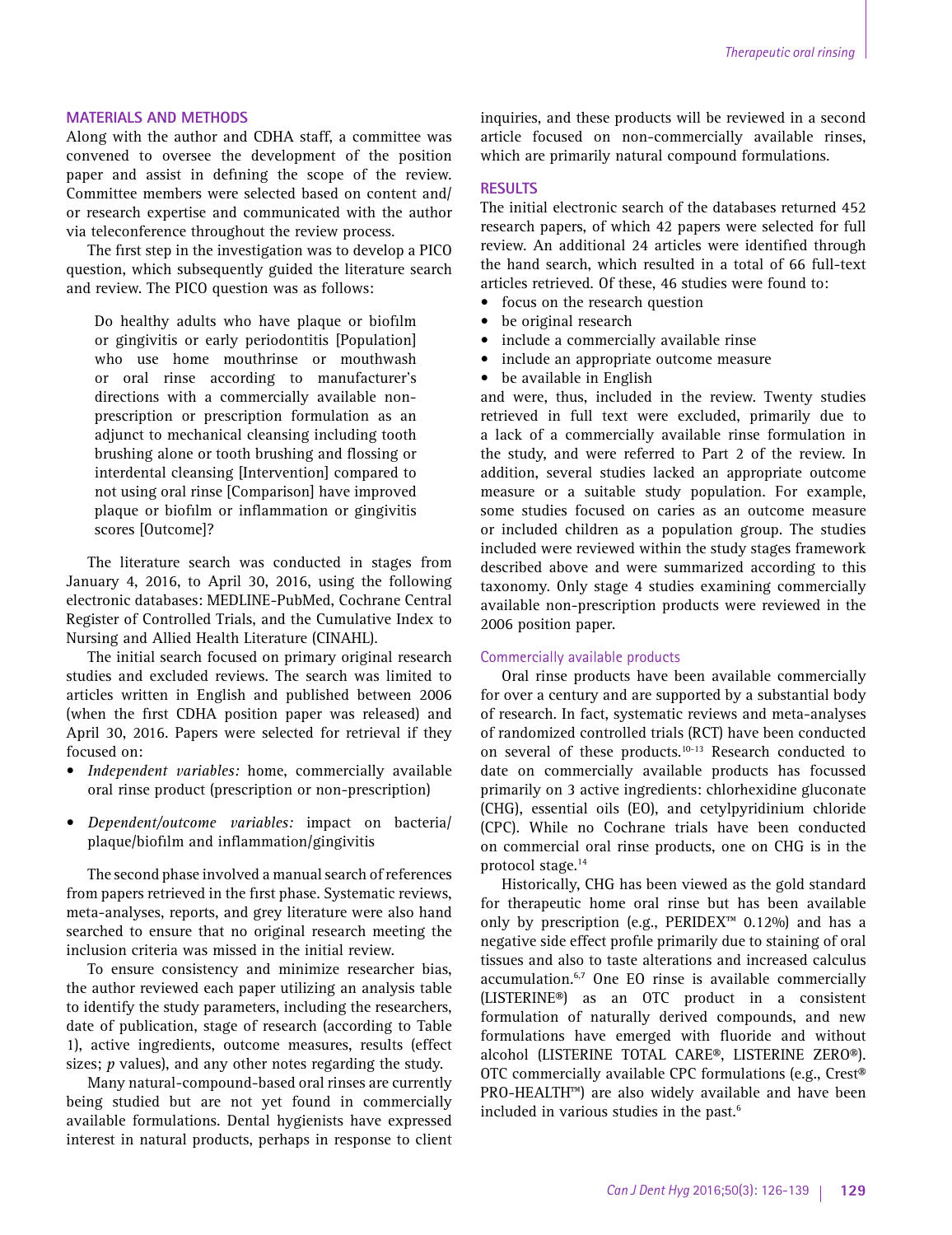## MATERIALS AND METHODS

Along with the author and CDHA staff, a committee was convened to oversee the development of the position paper and assist in defining the scope of the review. Committee members were selected based on content and/or research expertise and communicated with the author via teleconference throughout the review process.

The first step in the investigation was to develop a PICO question, which subsequently guided the literature search and review. The PICO question was as follows:

> Do healthy adults who have plaque or biofilm or gingivitis or early periodontitis [Population] who use home mouthrinse or mouthwash or oral rinse according to manufacturer's directions with a commercially available non-prescription or prescription formulation as an adjunct to mechanical cleansing including tooth brushing alone or tooth brushing and flossing or interdental cleansing [Intervention] compared to not using oral rinse [Comparison] have improved plaque or biofilm or inflammation or gingivitis scores [Outcome]?

The literature search was conducted in stages from January 4, 2016, to April 30, 2016, using the following electronic databases: MEDLINE-PubMed, Cochrane Central Register of Controlled Trials, and the Cumulative Index to Nursing and Allied Health Literature (CINAHL).

The initial search focused on primary original research studies and excluded reviews. The search was limited to articles written in English and published between 2006 (when the first CDHA position paper was released) and April 30, 2016. Papers were selected for retrieval if they focused on:

- *Independent variables:* home, commercially available oral rinse product (prescription or non-prescription)
- *Dependent/outcome variables:* impact on bacteria/plaque/biofilm and inflammation/gingivitis

The second phase involved a manual search of references from papers retrieved in the first phase. Systematic reviews, meta-analyses, reports, and grey literature were also hand searched to ensure that no original research meeting the inclusion criteria was missed in the initial review.

To ensure consistency and minimize researcher bias, the author reviewed each paper utilizing an analysis table to identify the study parameters, including the researchers, date of publication, stage of research (according to Table 1), active ingredients, outcome measures, results (effect sizes; *p* values), and any other notes regarding the study.

Many natural-compound-based oral rinses are currently being studied but are not yet found in commercially available formulations. Dental hygienists have expressed interest in natural products, perhaps in response to client inquiries, and these products will be reviewed in a second article focused on non-commercially available rinses, which are primarily natural compound formulations.

## RESULTS

The initial electronic search of the databases returned 452 research papers, of which 42 papers were selected for full review. An additional 24 articles were identified through the hand search, which resulted in a total of 66 full-text articles retrieved. Of these, 46 studies were found to:

- focus on the research question
- be original research
- include a commercially available rinse
- include an appropriate outcome measure
- be available in English

and were, thus, included in the review. Twenty studies retrieved in full text were excluded, primarily due to a lack of a commercially available rinse formulation in the study, and were referred to Part 2 of the review. In addition, several studies lacked an appropriate outcome measure or a suitable study population. For example, some studies focused on caries as an outcome measure or included children as a population group. The studies included were reviewed within the study stages framework described above and were summarized according to this taxonomy. Only stage 4 studies examining commercially available non-prescription products were reviewed in the 2006 position paper.

### Commercially available products

Oral rinse products have been available commercially for over a century and are supported by a substantial body of research. In fact, systematic reviews and meta-analyses of randomized controlled trials (RCT) have been conducted on several of these products.[10–13] Research conducted to date on commercially available products has focussed primarily on 3 active ingredients: chlorhexidine gluconate (CHG), essential oils (EO), and cetylpyridinium chloride (CPC). While no Cochrane trials have been conducted on commercial oral rinse products, one on CHG is in the protocol stage.[14]

Historically, CHG has been viewed as the gold standard for therapeutic home oral rinse but has been available only by prescription (e.g., PERIDEX™ 0.12%) and has a negative side effect profile primarily due to staining of oral tissues and also to taste alterations and increased calculus accumulation.[6,7] One EO rinse is available commercially (LISTERINE®) as an OTC product in a consistent formulation of naturally derived compounds, and new formulations have emerged with fluoride and without alcohol (LISTERINE TOTAL CARE®, LISTERINE ZERO®). OTC commercially available CPC formulations (e.g., Crest® PRO-HEALTH™) are also widely available and have been included in various studies in the past.[6]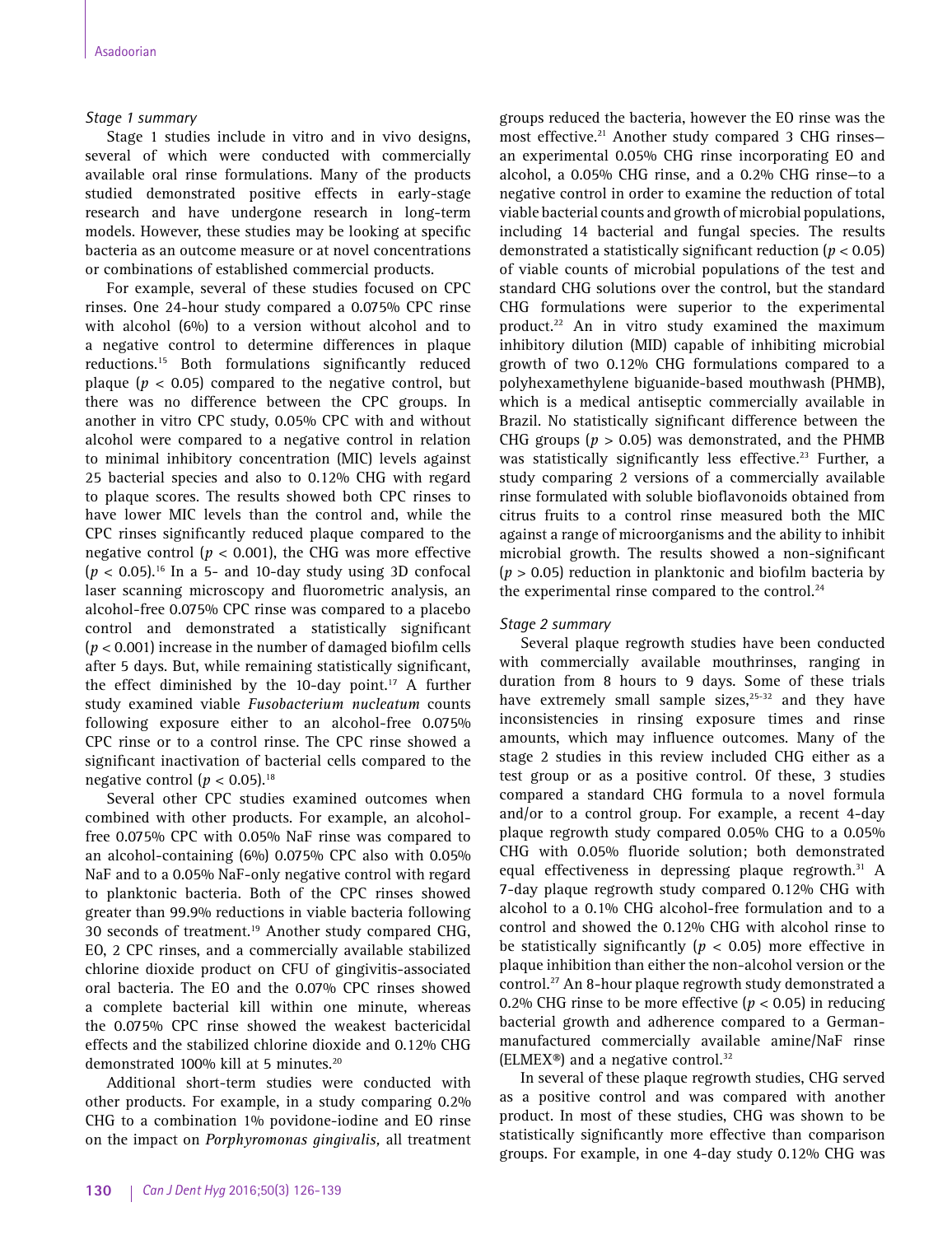*Stage 1 summary*

Stage 1 studies include in vitro and in vivo designs, several of which were conducted with commercially available oral rinse formulations. Many of the products studied demonstrated positive effects in early-stage research and have undergone research in long-term models. However, these studies may be looking at specific bacteria as an outcome measure or at novel concentrations or combinations of established commercial products.

For example, several of these studies focused on CPC rinses. One 24-hour study compared a 0.075% CPC rinse with alcohol (6%) to a version without alcohol and to a negative control to determine differences in plaque reductions.[15] Both formulations significantly reduced plaque ($p < 0.05$) compared to the negative control, but there was no difference between the CPC groups. In another in vitro CPC study, 0.05% CPC with and without alcohol were compared to a negative control in relation to minimal inhibitory concentration (MIC) levels against 25 bacterial species and also to 0.12% CHG with regard to plaque scores. The results showed both CPC rinses to have lower MIC levels than the control and, while the CPC rinses significantly reduced plaque compared to the negative control ($p < 0.001$), the CHG was more effective ($p < 0.05$).[16] In a 5- and 10-day study using 3D confocal laser scanning microscopy and fluorometric analysis, an alcohol-free 0.075% CPC rinse was compared to a placebo control and demonstrated a statistically significant ($p < 0.001$) increase in the number of damaged biofilm cells after 5 days. But, while remaining statistically significant, the effect diminished by the 10-day point.[17] A further study examined viable *Fusobacterium nucleatum* counts following exposure either to an alcohol-free 0.075% CPC rinse or to a control rinse. The CPC rinse showed a significant inactivation of bacterial cells compared to the negative control ($p < 0.05$).[18]

Several other CPC studies examined outcomes when combined with other products. For example, an alcohol-free 0.075% CPC with 0.05% NaF rinse was compared to an alcohol-containing (6%) 0.075% CPC also with 0.05% NaF and to a 0.05% NaF-only negative control with regard to planktonic bacteria. Both of the CPC rinses showed greater than 99.9% reductions in viable bacteria following 30 seconds of treatment.[19] Another study compared CHG, EO, 2 CPC rinses, and a commercially available stabilized chlorine dioxide product on CFU of gingivitis-associated oral bacteria. The EO and the 0.07% CPC rinses showed a complete bacterial kill within one minute, whereas the 0.075% CPC rinse showed the weakest bactericidal effects and the stabilized chlorine dioxide and 0.12% CHG demonstrated 100% kill at 5 minutes.[20]

Additional short-term studies were conducted with other products. For example, in a study comparing 0.2% CHG to a combination 1% povidone-iodine and EO rinse on the impact on *Porphyromonas gingivalis,* all treatment groups reduced the bacteria, however the EO rinse was the most effective.[21] Another study compared 3 CHG rinses—an experimental 0.05% CHG rinse incorporating EO and alcohol, a 0.05% CHG rinse, and a 0.2% CHG rinse—to a negative control in order to examine the reduction of total viable bacterial counts and growth of microbial populations, including 14 bacterial and fungal species. The results demonstrated a statistically significant reduction ($p < 0.05$) of viable counts of microbial populations of the test and standard CHG solutions over the control, but the standard CHG formulations were superior to the experimental product.[22] An in vitro study examined the maximum inhibitory dilution (MID) capable of inhibiting microbial growth of two 0.12% CHG formulations compared to a polyhexamethylene biguanide-based mouthwash (PHMB), which is a medical antiseptic commercially available in Brazil. No statistically significant difference between the CHG groups ($p > 0.05$) was demonstrated, and the PHMB was statistically significantly less effective.[23] Further, a study comparing 2 versions of a commercially available rinse formulated with soluble bioflavonoids obtained from citrus fruits to a control rinse measured both the MIC against a range of microorganisms and the ability to inhibit microbial growth. The results showed a non-significant ($p > 0.05$) reduction in planktonic and biofilm bacteria by the experimental rinse compared to the control.[24]

*Stage 2 summary*

Several plaque regrowth studies have been conducted with commercially available mouthrinses, ranging in duration from 8 hours to 9 days. Some of these trials have extremely small sample sizes,[25-32] and they have inconsistencies in rinsing exposure times and rinse amounts, which may influence outcomes. Many of the stage 2 studies in this review included CHG either as a test group or as a positive control. Of these, 3 studies compared a standard CHG formula to a novel formula and/or to a control group. For example, a recent 4-day plaque regrowth study compared 0.05% CHG to a 0.05% CHG with 0.05% fluoride solution; both demonstrated equal effectiveness in depressing plaque regrowth.[31] A 7-day plaque regrowth study compared 0.12% CHG with alcohol to a 0.1% CHG alcohol-free formulation and to a control and showed the 0.12% CHG with alcohol rinse to be statistically significantly ($p < 0.05$) more effective in plaque inhibition than either the non-alcohol version or the control.[27] An 8-hour plaque regrowth study demonstrated a 0.2% CHG rinse to be more effective ($p < 0.05$) in reducing bacterial growth and adherence compared to a German-manufactured commercially available amine/NaF rinse (ELMEX®) and a negative control.[32]

In several of these plaque regrowth studies, CHG served as a positive control and was compared with another product. In most of these studies, CHG was shown to be statistically significantly more effective than comparison groups. For example, in one 4-day study 0.12% CHG was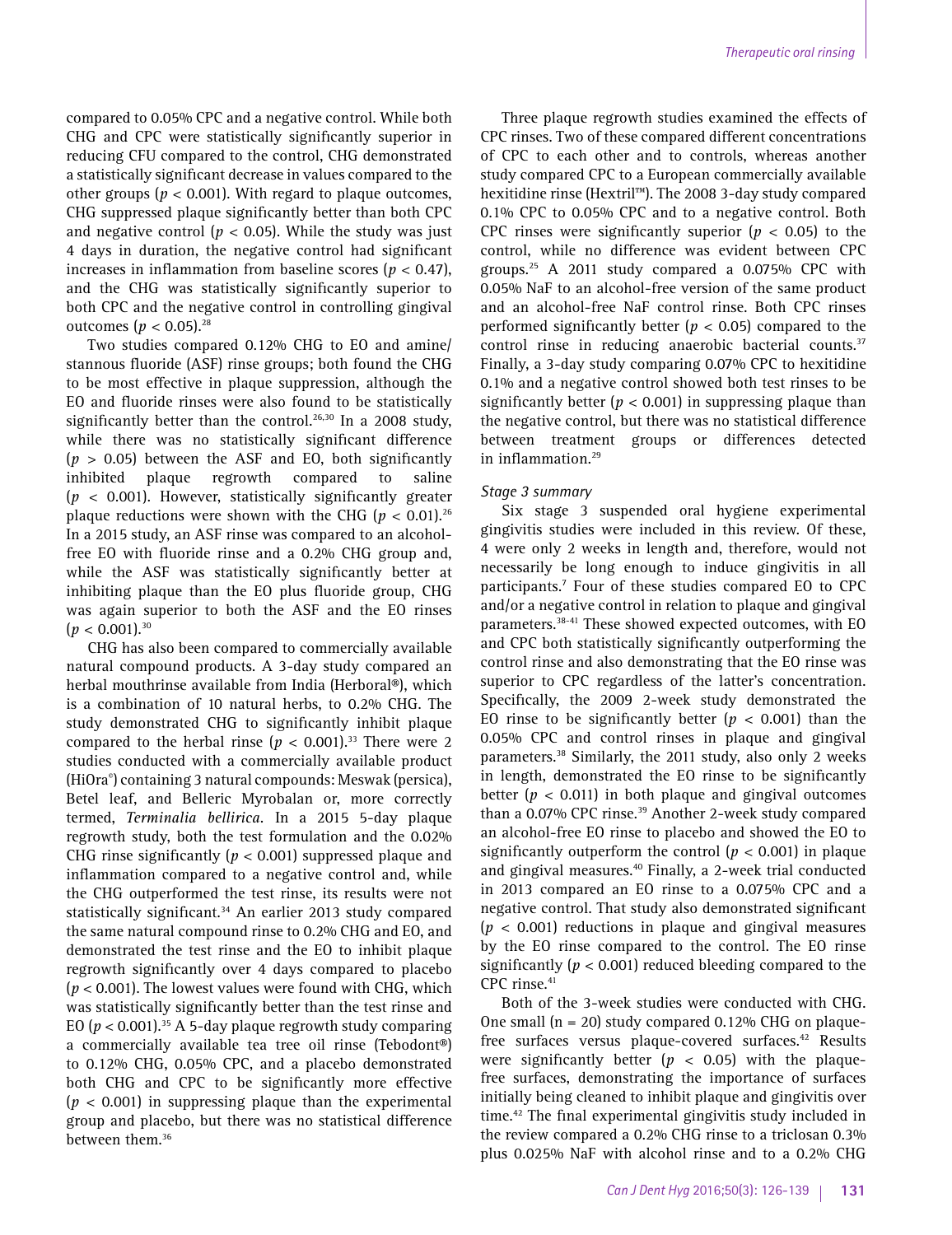compared to 0.05% CPC and a negative control. While both CHG and CPC were statistically significantly superior in reducing CFU compared to the control, CHG demonstrated a statistically significant decrease in values compared to the other groups ($p < 0.001$). With regard to plaque outcomes, CHG suppressed plaque significantly better than both CPC and negative control ($p < 0.05$). While the study was just 4 days in duration, the negative control had significant increases in inflammation from baseline scores ($p < 0.47$), and the CHG was statistically significantly superior to both CPC and the negative control in controlling gingival outcomes ($p < 0.05$).[28]

Two studies compared 0.12% CHG to EO and amine/stannous fluoride (ASF) rinse groups; both found the CHG to be most effective in plaque suppression, although the EO and fluoride rinses were also found to be statistically significantly better than the control.[26,30] In a 2008 study, while there was no statistically significant difference ($p > 0.05$) between the ASF and EO, both significantly inhibited plaque regrowth compared to saline ($p < 0.001$). However, statistically significantly greater plaque reductions were shown with the CHG ($p < 0.01$).[26] In a 2015 study, an ASF rinse was compared to an alcohol-free EO with fluoride rinse and a 0.2% CHG group and, while the ASF was statistically significantly better at inhibiting plaque than the EO plus fluoride group, CHG was again superior to both the ASF and the EO rinses ($p < 0.001$).[30]

CHG has also been compared to commercially available natural compound products. A 3-day study compared an herbal mouthrinse available from India (Herboral®), which is a combination of 10 natural herbs, to 0.2% CHG. The study demonstrated CHG to significantly inhibit plaque compared to the herbal rinse ($p < 0.001$).[33] There were 2 studies conducted with a commercially available product (HiOra®) containing 3 natural compounds: Meswak (persica), Betel leaf, and Belleric Myrobalan or, more correctly termed, *Terminalia bellirica*. In a 2015 5-day plaque regrowth study, both the test formulation and the 0.02% CHG rinse significantly ($p < 0.001$) suppressed plaque and inflammation compared to a negative control and, while the CHG outperformed the test rinse, its results were not statistically significant.[34] An earlier 2013 study compared the same natural compound rinse to 0.2% CHG and EO, and demonstrated the test rinse and the EO to inhibit plaque regrowth significantly over 4 days compared to placebo ($p < 0.001$). The lowest values were found with CHG, which was statistically significantly better than the test rinse and EO ($p < 0.001$).[35] A 5-day plaque regrowth study comparing a commercially available tea tree oil rinse (Tebodont®) to 0.12% CHG, 0.05% CPC, and a placebo demonstrated both CHG and CPC to be significantly more effective ($p < 0.001$) in suppressing plaque than the experimental group and placebo, but there was no statistical difference between them.[36]

Three plaque regrowth studies examined the effects of CPC rinses. Two of these compared different concentrations of CPC to each other and to controls, whereas another study compared CPC to a European commercially available hexitidine rinse (Hextril™). The 2008 3-day study compared 0.1% CPC to 0.05% CPC and to a negative control. Both CPC rinses were significantly superior ($p < 0.05$) to the control, while no difference was evident between CPC groups.[25] A 2011 study compared a 0.075% CPC with 0.05% NaF to an alcohol-free version of the same product and an alcohol-free NaF control rinse. Both CPC rinses performed significantly better ($p < 0.05$) compared to the control rinse in reducing anaerobic bacterial counts.[37] Finally, a 3-day study comparing 0.07% CPC to hexitidine 0.1% and a negative control showed both test rinses to be significantly better ($p < 0.001$) in suppressing plaque than the negative control, but there was no statistical difference between treatment groups or differences detected in inflammation.[29]

*Stage 3 summary*

Six stage 3 suspended oral hygiene experimental gingivitis studies were included in this review. Of these, 4 were only 2 weeks in length and, therefore, would not necessarily be long enough to induce gingivitis in all participants.[7] Four of these studies compared EO to CPC and/or a negative control in relation to plaque and gingival parameters.[38–41] These showed expected outcomes, with EO and CPC both statistically significantly outperforming the control rinse and also demonstrating that the EO rinse was superior to CPC regardless of the latter's concentration. Specifically, the 2009 2-week study demonstrated the EO rinse to be significantly better ($p < 0.001$) than the 0.05% CPC and control rinses in plaque and gingival parameters.[38] Similarly, the 2011 study, also only 2 weeks in length, demonstrated the EO rinse to be significantly better ($p < 0.011$) in both plaque and gingival outcomes than a 0.07% CPC rinse.[39] Another 2-week study compared an alcohol-free EO rinse to placebo and showed the EO to significantly outperform the control ($p < 0.001$) in plaque and gingival measures.[40] Finally, a 2-week trial conducted in 2013 compared an EO rinse to a 0.075% CPC and a negative control. That study also demonstrated significant ($p < 0.001$) reductions in plaque and gingival measures by the EO rinse compared to the control. The EO rinse significantly ($p < 0.001$) reduced bleeding compared to the CPC rinse.[41]

Both of the 3-week studies were conducted with CHG. One small (n = 20) study compared 0.12% CHG on plaque-free surfaces versus plaque-covered surfaces.[42] Results were significantly better ($p < 0.05$) with the plaque-free surfaces, demonstrating the importance of surfaces initially being cleaned to inhibit plaque and gingivitis over time.[42] The final experimental gingivitis study included in the review compared a 0.2% CHG rinse to a triclosan 0.3% plus 0.025% NaF with alcohol rinse and to a 0.2% CHG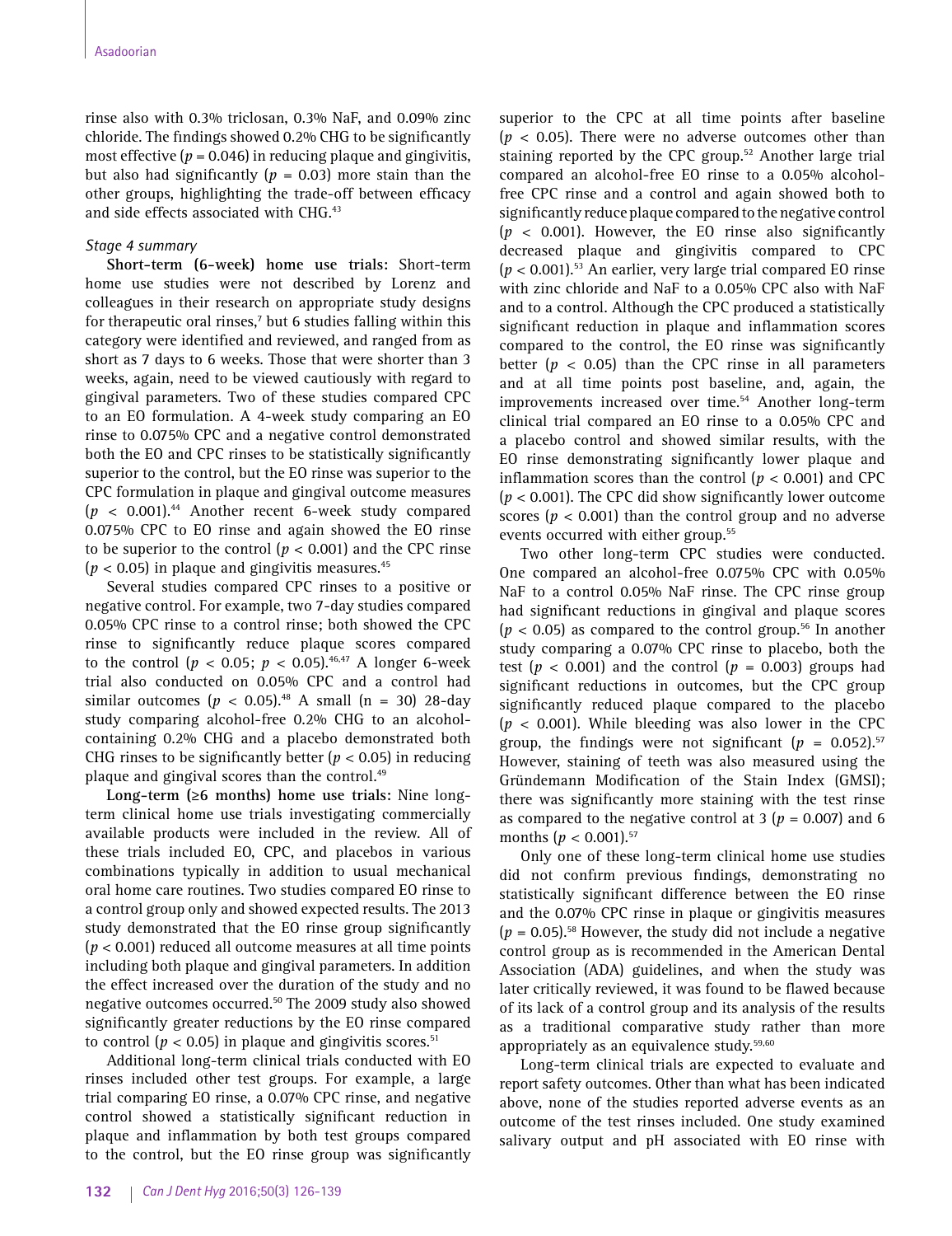rinse also with 0.3% triclosan, 0.3% NaF, and 0.09% zinc chloride. The findings showed 0.2% CHG to be significantly most effective ($p = 0.046$) in reducing plaque and gingivitis, but also had significantly ($p = 0.03$) more stain than the other groups, highlighting the trade-off between efficacy and side effects associated with CHG.[43]

*Stage 4 summary*

**Short-term (6-week) home use trials:** Short-term home use studies were not described by Lorenz and colleagues in their research on appropriate study designs for therapeutic oral rinses,[7] but 6 studies falling within this category were identified and reviewed, and ranged from as short as 7 days to 6 weeks. Those that were shorter than 3 weeks, again, need to be viewed cautiously with regard to gingival parameters. Two of these studies compared CPC to an EO formulation. A 4-week study comparing an EO rinse to 0.075% CPC and a negative control demonstrated both the EO and CPC rinses to be statistically significant superior to the control, but the EO rinse was superior to the CPC formulation in plaque and gingival outcome measures ($p < 0.001$).[44] Another recent 6-week study compared 0.075% CPC to EO rinse and again showed the EO rinse to be superior to the control ($p < 0.001$) and the CPC rinse ($p < 0.05$) in plaque and gingivitis measures.[45]

Several studies compared CPC rinses to a positive or negative control. For example, two 7-day studies compared 0.05% CPC rinse to a control rinse; both showed the CPC rinse to significantly reduce plaque scores compared to the control ($p < 0.05$; $p < 0.05$).[46,47] A longer 6-week trial also conducted on 0.05% CPC and a control had similar outcomes ($p < 0.05$).[48] A small (n = 30) 28-day study comparing alcohol-free 0.2% CHG to an alcohol-containing 0.2% CHG and a placebo demonstrated both CHG rinses to be significantly better ($p < 0.05$) in reducing plaque and gingival scores than the control.[49]

**Long-term (≥6 months) home use trials:** Nine long-term clinical home use trials investigating commercially available products were included in the review. All of these trials included EO, CPC, and placebos in various combinations typically in addition to usual mechanical oral home care routines. Two studies compared EO rinse to a control group only and showed expected results. The 2013 study demonstrated that the EO rinse group significantly ($p < 0.001$) reduced all outcome measures at all time points including both plaque and gingival parameters. In addition the effect increased over the duration of the study and no negative outcomes occurred.[50] The 2009 study also showed significantly greater reductions by the EO rinse compared to control ($p < 0.05$) in plaque and gingivitis scores.[51]

Additional long-term clinical trials conducted with EO rinses included other test groups. For example, a large trial comparing EO rinse, a 0.07% CPC rinse, and negative control showed a statistically significant reduction in plaque and inflammation by both test groups compared to the control, but the EO rinse group was significantly superior to the CPC at all time points after baseline ($p < 0.05$). There were no adverse outcomes other than staining reported by the CPC group.[52] Another large trial compared an alcohol-free EO rinse to a 0.05% alcohol-free CPC rinse and a control and again showed both to significantly reduce plaque compared to the negative control ($p < 0.001$). However, the EO rinse also significantly decreased plaque and gingivitis compared to CPC ($p < 0.001$).[53] An earlier, very large trial compared EO rinse with zinc chloride and NaF to a 0.05% CPC also with NaF and to a control. Although the CPC produced a statistically significant reduction in plaque and inflammation scores compared to the control, the EO rinse was significantly better ($p < 0.05$) than the CPC rinse in all parameters and at all time points post baseline, and, again, the improvements increased over time.[54] Another long-term clinical trial compared an EO rinse to a 0.05% CPC and a placebo control and showed similar results, with the EO rinse demonstrating significantly lower plaque and inflammation scores than the control ($p < 0.001$) and CPC ($p < 0.001$). The CPC did show significantly lower outcome scores ($p < 0.001$) than the control group and no adverse events occurred with either group.[55]

Two other long-term CPC studies were conducted. One compared an alcohol-free 0.075% CPC with 0.05% NaF to a control 0.05% NaF rinse. The CPC rinse group had significant reductions in gingival and plaque scores ($p < 0.05$) as compared to the control group.[56] In another study comparing a 0.07% CPC rinse to placebo, both the test ($p < 0.001$) and the control ($p = 0.003$) groups had significant reductions in outcomes, but the CPC group significantly reduced plaque compared to the placebo ($p < 0.001$). While bleeding was also lower in the CPC group, the findings were not significant ($p = 0.052$).[57] However, staining of teeth was also measured using the Gründemann Modification of the Stain Index (GMSI); there was significantly more staining with the test rinse as compared to the negative control at 3 ($p = 0.007$) and 6 months ($p < 0.001$).[57]

Only one of these long-term clinical home use studies did not confirm previous findings, demonstrating no statistically significant difference between the EO rinse and the 0.07% CPC rinse in plaque or gingivitis measures ($p = 0.05$).[58] However, the study did not include a negative control group as is recommended in the American Dental Association (ADA) guidelines, and when the study was later critically reviewed, it was found to be flawed because of its lack of a control group and its analysis of the results as a traditional comparative study rather than more appropriately as an equivalence study.[59,60]

Long-term clinical trials are expected to evaluate and report safety outcomes. Other than what has been indicated above, none of the studies reported adverse events as an outcome of the test rinses included. One study examined salivary output and pH associated with EO rinse with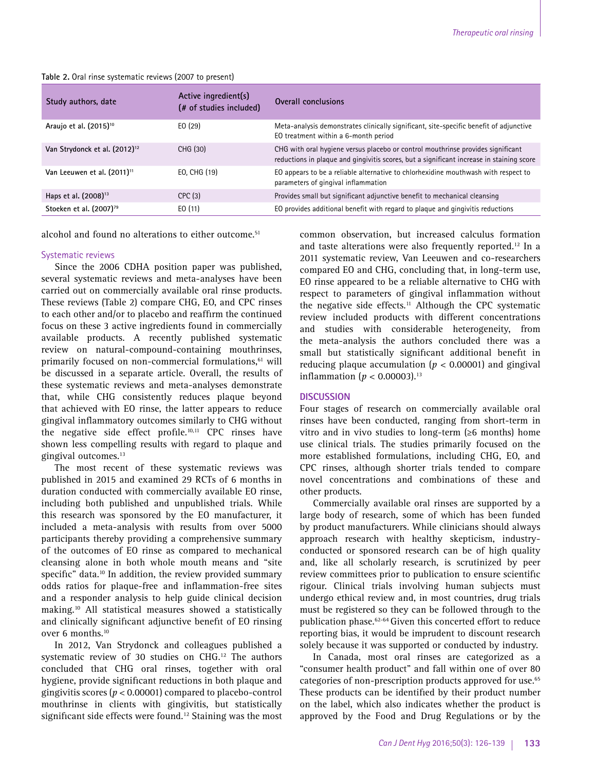**Table 2.** Oral rinse systematic reviews (2007 to present)

| Study authors, date | Active ingredient(s) (# of studies included) | Overall conclusions |
|---|---|---|
| Araujo et al. (2015)[10] | EO (29) | Meta-analysis demonstrates clinically significant, site-specific benefit of adjunctive EO treatment within a 6-month period |
| Van Strydonck et al. (2012)[12] | CHG (30) | CHG with oral hygiene versus placebo or control mouthrinse provides significant reductions in plaque and gingivitis scores, but a significant increase in staining score |
| Van Leeuwen et al. (2011)[11] | EO, CHG (19) | EO appears to be a reliable alternative to chlorhexidine mouthwash with respect to parameters of gingival inflammation |
| Haps et al. (2008)[13] | CPC (3) | Provides small but significant adjunctive benefit to mechanical cleansing |
| Stoeken et al. (2007)[79] | EO (11) | EO provides additional benefit with regard to plaque and gingivitis reductions |

alcohol and found no alterations to either outcome.[51]

### Systematic reviews

Since the 2006 CDHA position paper was published, several systematic reviews and meta-analyses have been carried out on commercially available oral rinse products. These reviews (Table 2) compare CHG, EO, and CPC rinses to each other and/or to placebo and reaffirm the continued focus on these 3 active ingredients found in commercially available products. A recently published systematic review on natural-compound-containing mouthrinses, primarily focused on non-commercial formulations,[61] will be discussed in a separate article. Overall, the results of these systematic reviews and meta-analyses demonstrate that, while CHG consistently reduces plaque beyond that achieved with EO rinse, the latter appears to reduce gingival inflammatory outcomes similarly to CHG without the negative side effect profile.[10,11] CPC rinses have shown less compelling results with regard to plaque and gingival outcomes.[13]

The most recent of these systematic reviews was published in 2015 and examined 29 RCTs of 6 months in duration conducted with commercially available EO rinse, including both published and unpublished trials. While this research was sponsored by the EO manufacturer, it included a meta-analysis with results from over 5000 participants thereby providing a comprehensive summary of the outcomes of EO rinse as compared to mechanical cleansing alone in both whole mouth means and "site specific" data.[10] In addition, the review provided summary odds ratios for plaque-free and inflammation-free sites and a responder analysis to help guide clinical decision making.[10] All statistical measures showed a statistically and clinically significant adjunctive benefit of EO rinsing over 6 months.[10]

In 2012, Van Strydonck and colleagues published a systematic review of 30 studies on CHG.[12] The authors concluded that CHG oral rinses, together with oral hygiene, provide significant reductions in both plaque and gingivitis scores ($p < 0.00001$) compared to placebo-control mouthrinse in clients with gingivitis, but statistically significant side effects were found.[12] Staining was the most common observation, but increased calculus formation and taste alterations were also frequently reported.[12] In a 2011 systematic review, Van Leeuwen and co-researchers compared EO and CHG, concluding that, in long-term use, EO rinse appeared to be a reliable alternative to CHG with respect to parameters of gingival inflammation without the negative side effects.[11] Although the CPC systematic review included products with different concentrations and studies with considerable heterogeneity, from the meta-analysis the authors concluded there was a small but statistically significant additional benefit in reducing plaque accumulation ($p < 0.00001$) and gingival inflammation ($p < 0.00003$).[13]

## DISCUSSION

Four stages of research on commercially available oral rinses have been conducted, ranging from short-term in vitro and in vivo studies to long-term (≥6 months) home use clinical trials. The studies primarily focused on the more established formulations, including CHG, EO, and CPC rinses, although shorter trials tended to compare novel concentrations and combinations of these and other products.

Commercially available oral rinses are supported by a large body of research, some of which has been funded by product manufacturers. While clinicians should always approach research with healthy skepticism, industry-conducted or sponsored research can be of high quality and, like all scholarly research, is scrutinized by peer review committees prior to publication to ensure scientific rigour. Clinical trials involving human subjects must undergo ethical review and, in most countries, drug trials must be registered so they can be followed through to the publication phase.[62-64] Given this concerted effort to reduce reporting bias, it would be imprudent to discount research solely because it was supported or conducted by industry.

In Canada, most oral rinses are categorized as a "consumer health product" and fall within one of over 80 categories of non-prescription products approved for use.[65] These products can be identified by their product number on the label, which also indicates whether the product is approved by the Food and Drug Regulations or by the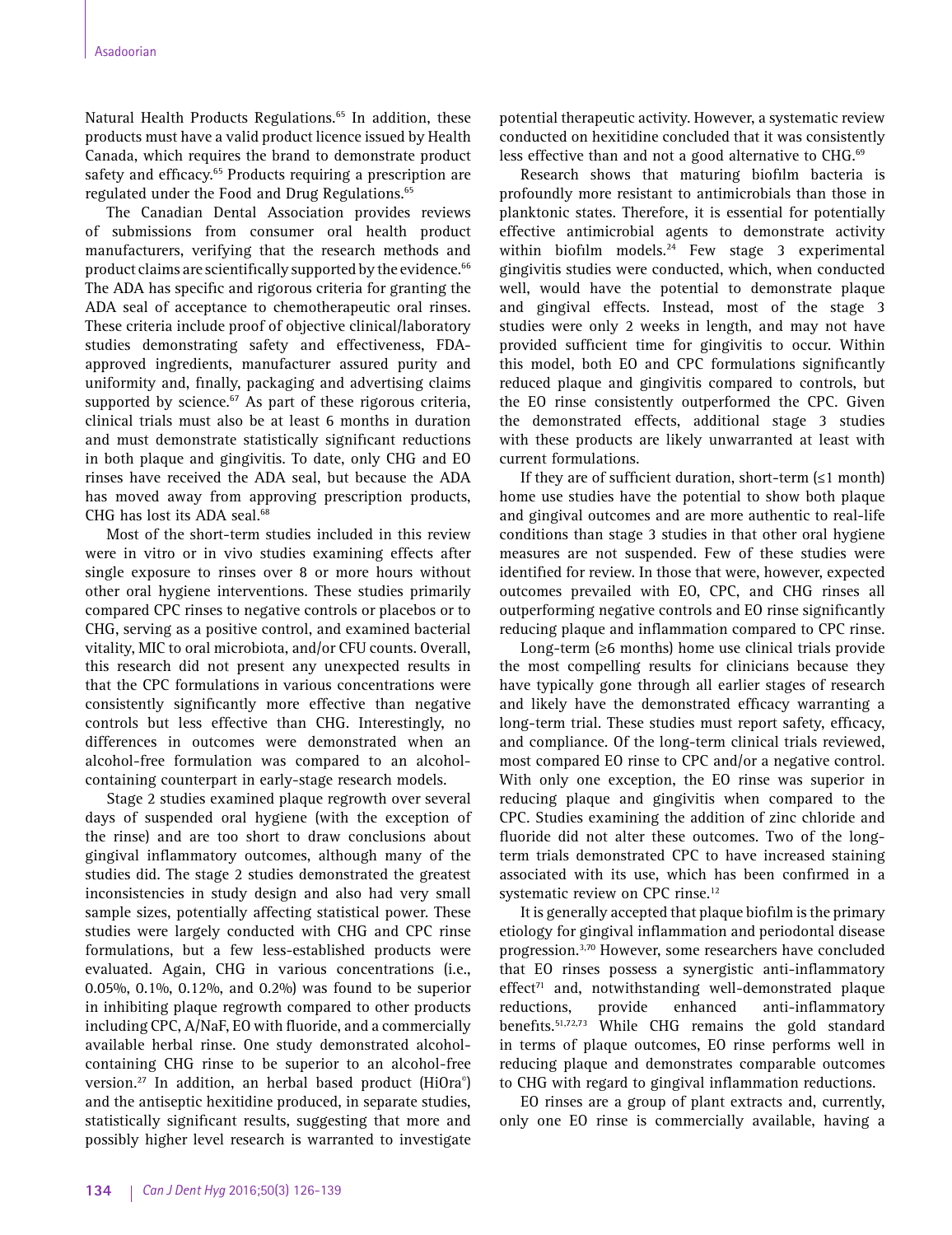Natural Health Products Regulations.[65] In addition, these products must have a valid product licence issued by Health Canada, which requires the brand to demonstrate product safety and efficacy.[65] Products requiring a prescription are regulated under the Food and Drug Regulations.[65]

The Canadian Dental Association provides reviews of submissions from consumer oral health product manufacturers, verifying that the research methods and product claims are scientifically supported by the evidence.[66] The ADA has specific and rigorous criteria for granting the ADA seal of acceptance to chemotherapeutic oral rinses. These criteria include proof of objective clinical/laboratory studies demonstrating safety and effectiveness, FDA-approved ingredients, manufacturer assured purity and uniformity and, finally, packaging and advertising claims supported by science.[67] As part of these rigorous criteria, clinical trials must also be at least 6 months in duration and must demonstrate statistically significant reductions in both plaque and gingivitis. To date, only CHG and EO rinses have received the ADA seal, but because the ADA has moved away from approving prescription products, CHG has lost its ADA seal.[68]

Most of the short-term studies included in this review were in vitro or in vivo studies examining effects after single exposure to rinses over 8 or more hours without other oral hygiene interventions. These studies primarily compared CPC rinses to negative controls or placebos or to CHG, serving as a positive control, and examined bacterial vitality, MIC to oral microbiota, and/or CFU counts. Overall, this research did not present any unexpected results in that the CPC formulations in various concentrations were consistently significantly more effective than negative controls but less effective than CHG. Interestingly, no differences in outcomes were demonstrated when an alcohol-free formulation was compared to an alcohol-containing counterpart in early-stage research models.

Stage 2 studies examined plaque regrowth over several days of suspended oral hygiene (with the exception of the rinse) and are too short to draw conclusions about gingival inflammatory outcomes, although many of the studies did. The stage 2 studies demonstrated the greatest inconsistencies in study design and also had very small sample sizes, potentially affecting statistical power. These studies were largely conducted with CHG and CPC rinse formulations, but a few less-established products were evaluated. Again, CHG in various concentrations (i.e., 0.05%, 0.1%, 0.12%, and 0.2%) was found to be superior in inhibiting plaque regrowth compared to other products including CPC, A/NaF, EO with fluoride, and a commercially available herbal rinse. One study demonstrated alcohol-containing CHG rinse to be superior to an alcohol-free version.[27] In addition, an herbal based product (HiOra©) and the antiseptic hexitidine produced, in separate studies, statistically significant results, suggesting that more and possibly higher level research is warranted to investigate potential therapeutic activity. However, a systematic review conducted on hexitidine concluded that it was consistently less effective than and not a good alternative to CHG.[69]

Research shows that maturing biofilm bacteria is profoundly more resistant to antimicrobials than those in planktonic states. Therefore, it is essential for potentially effective antimicrobial agents to demonstrate activity within biofilm models.[24] Few stage 3 experimental gingivitis studies were conducted, which, when conducted well, would have the potential to demonstrate plaque and gingival effects. Instead, most of the stage 3 studies were only 2 weeks in length, and may not have provided sufficient time for gingivitis to occur. Within this model, both EO and CPC formulations significantly reduced plaque and gingivitis compared to controls, but the EO rinse consistently outperformed the CPC. Given the demonstrated effects, additional stage 3 studies with these products are likely unwarranted at least with current formulations.

If they are of sufficient duration, short-term (≤1 month) home use studies have the potential to show both plaque and gingival outcomes and are more authentic to real-life conditions than stage 3 studies in that other oral hygiene measures are not suspended. Few of these studies were identified for review. In those that were, however, expected outcomes prevailed with EO, CPC, and CHG rinses all outperforming negative controls and EO rinse significantly reducing plaque and inflammation compared to CPC rinse.

Long-term (≥6 months) home use clinical trials provide the most compelling results for clinicians because they have typically gone through all earlier stages of research and likely have the demonstrated efficacy warranting a long-term trial. These studies must report safety, efficacy, and compliance. Of the long-term clinical trials reviewed, most compared EO rinse to CPC and/or a negative control. With only one exception, the EO rinse was superior in reducing plaque and gingivitis when compared to the CPC. Studies examining the addition of zinc chloride and fluoride did not alter these outcomes. Two of the long-term trials demonstrated CPC to have increased staining associated with its use, which has been confirmed in a systematic review on CPC rinse.[12]

It is generally accepted that plaque biofilm is the primary etiology for gingival inflammation and periodontal disease progression.[3,70] However, some researchers have concluded that EO rinses possess a synergistic anti-inflammatory effect[71] and, notwithstanding well-demonstrated plaque reductions, provide enhanced anti-inflammatory benefits.[51,72,73] While CHG remains the gold standard in terms of plaque outcomes, EO rinse performs well in reducing plaque and demonstrates comparable outcomes to CHG with regard to gingival inflammation reductions.

EO rinses are a group of plant extracts and, currently, only one EO rinse is commercially available, having a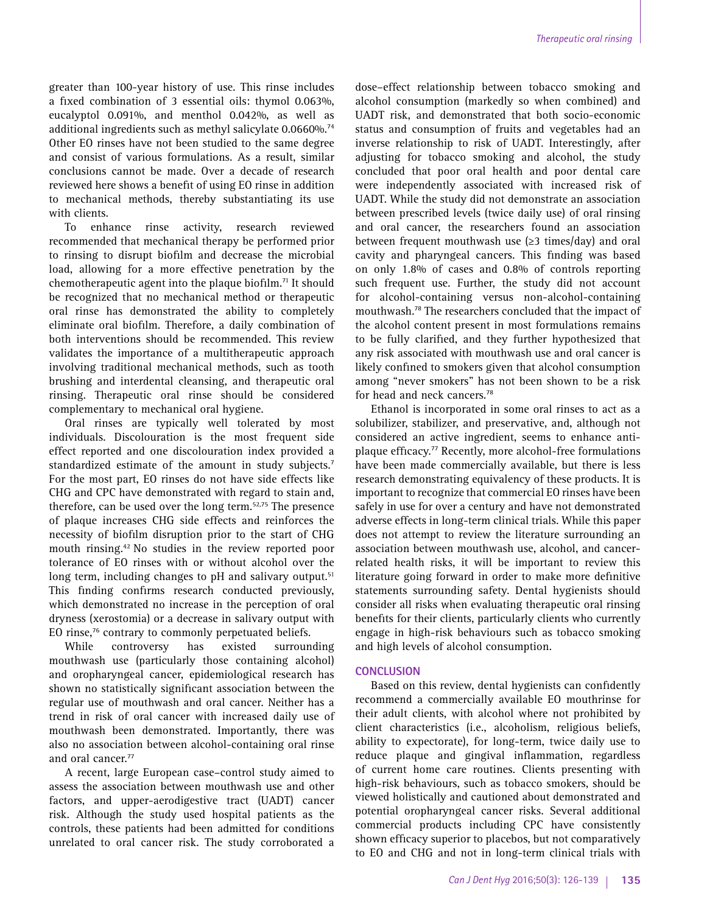greater than 100-year history of use. This rinse includes a fixed combination of 3 essential oils: thymol 0.063%, eucalyptol 0.091%, and menthol 0.042%, as well as additional ingredients such as methyl salicylate 0.0660%.[74] Other EO rinses have not been studied to the same degree and consist of various formulations. As a result, similar conclusions cannot be made. Over a decade of research reviewed here shows a benefit of using EO rinse in addition to mechanical methods, thereby substantiating its use with clients.

To enhance rinse activity, research reviewed recommended that mechanical therapy be performed prior to rinsing to disrupt biofilm and decrease the microbial load, allowing for a more effective penetration by the chemotherapeutic agent into the plaque biofilm.[71] It should be recognized that no mechanical method or therapeutic oral rinse has demonstrated the ability to completely eliminate oral biofilm. Therefore, a daily combination of both interventions should be recommended. This review validates the importance of a multitherapeutic approach involving traditional mechanical methods, such as tooth brushing and interdental cleansing, and therapeutic oral rinsing. Therapeutic oral rinse should be considered complementary to mechanical oral hygiene.

Oral rinses are typically well tolerated by most individuals. Discolouration is the most frequent side effect reported and one discolouration index provided a standardized estimate of the amount in study subjects.[7] For the most part, EO rinses do not have side effects like CHG and CPC have demonstrated with regard to stain and, therefore, can be used over the long term.[52,75] The presence of plaque increases CHG side effects and reinforces the necessity of biofilm disruption prior to the start of CHG mouth rinsing.[42] No studies in the review reported poor tolerance of EO rinses with or without alcohol over the long term, including changes to pH and salivary output.[51] This finding confirms research conducted previously, which demonstrated no increase in the perception of oral dryness (xerostomia) or a decrease in salivary output with EO rinse,[76] contrary to commonly perpetuated beliefs.

While controversy has existed surrounding mouthwash use (particularly those containing alcohol) and oropharyngeal cancer, epidemiological research has shown no statistically significant association between the regular use of mouthwash and oral cancer. Neither has a trend in risk of oral cancer with increased daily use of mouthwash been demonstrated. Importantly, there was also no association between alcohol-containing oral rinse and oral cancer.[77]

A recent, large European case–control study aimed to assess the association between mouthwash use and other factors, and upper-aerodigestive tract (UADT) cancer risk. Although the study used hospital patients as the controls, these patients had been admitted for conditions unrelated to oral cancer risk. The study corroborated a dose–effect relationship between tobacco smoking and alcohol consumption (markedly so when combined) and UADT risk, and demonstrated that both socio-economic status and consumption of fruits and vegetables had an inverse relationship to risk of UADT. Interestingly, after adjusting for tobacco smoking and alcohol, the study concluded that poor oral health and poor dental care were independently associated with increased risk of UADT. While the study did not demonstrate an association between prescribed levels (twice daily use) of oral rinsing and oral cancer, the researchers found an association between frequent mouthwash use (≥3 times/day) and oral cavity and pharyngeal cancers. This finding was based on only 1.8% of cases and 0.8% of controls reporting such frequent use. Further, the study did not account for alcohol-containing versus non-alcohol-containing mouthwash.[78] The researchers concluded that the impact of the alcohol content present in most formulations remains to be fully clarified, and they further hypothesized that any risk associated with mouthwash use and oral cancer is likely confined to smokers given that alcohol consumption among "never smokers" has not been shown to be a risk for head and neck cancers.[78]

Ethanol is incorporated in some oral rinses to act as a solubilizer, stabilizer, and preservative, and, although not considered an active ingredient, seems to enhance anti-plaque efficacy.[77] Recently, more alcohol-free formulations have been made commercially available, but there is less research demonstrating equivalency of these products. It is important to recognize that commercial EO rinses have been safely in use for over a century and have not demonstrated adverse effects in long-term clinical trials. While this paper does not attempt to review the literature surrounding an association between mouthwash use, alcohol, and cancer-related health risks, it will be important to review this literature going forward in order to make more definitive statements surrounding safety. Dental hygienists should consider all risks when evaluating therapeutic oral rinsing benefits for their clients, particularly clients who currently engage in high-risk behaviours such as tobacco smoking and high levels of alcohol consumption.

## CONCLUSION

Based on this review, dental hygienists can confidently recommend a commercially available EO mouthrinse for their adult clients, with alcohol where not prohibited by client characteristics (i.e., alcoholism, religious beliefs, ability to expectorate), for long-term, twice daily use to reduce plaque and gingival inflammation, regardless of current home care routines. Clients presenting with high-risk behaviours, such as tobacco smokers, should be viewed holistically and cautioned about demonstrated and potential oropharyngeal cancer risks. Several additional commercial products including CPC have consistently shown efficacy superior to placebos, but not comparatively to EO and CHG and not in long-term clinical trials with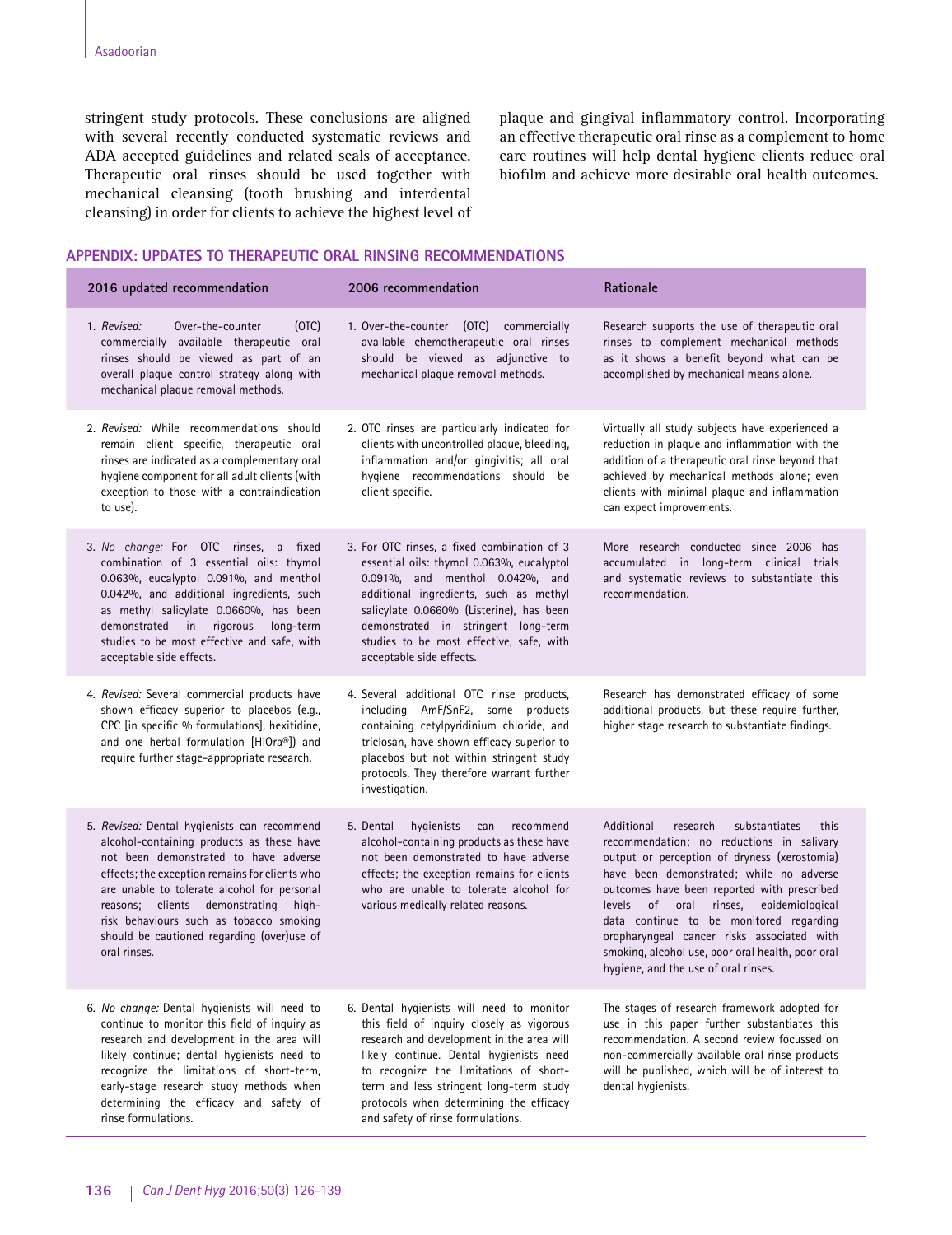stringent study protocols. These conclusions are aligned with several recently conducted systematic reviews and ADA accepted guidelines and related seals of acceptance. Therapeutic oral rinses should be used together with mechanical cleansing (tooth brushing and interdental cleansing) in order for clients to achieve the highest level of plaque and gingival inflammatory control. Incorporating an effective therapeutic oral rinse as a complement to home care routines will help dental hygiene clients reduce oral biofilm and achieve more desirable oral health outcomes.

## APPENDIX: UPDATES TO THERAPEUTIC ORAL RINSING RECOMMENDATIONS

| 2016 updated recommendation | 2006 recommendation | Rationale |
|---|---|---|
| 1. *Revised:* Over-the-counter (OTC) commercially available therapeutic oral rinses should be viewed as part of an overall plaque control strategy along with mechanical plaque removal methods. | 1. Over-the-counter (OTC) commercially available chemotherapeutic oral rinses should be viewed as adjunctive to mechanical plaque removal methods. | Research supports the use of therapeutic oral rinses to complement mechanical methods as it shows a benefit beyond what can be accomplished by mechanical means alone. |
| 2. *Revised:* While recommendations should remain client specific, therapeutic oral rinses are indicated as a complementary oral hygiene component for all adult clients (with exception to those with a contraindication to use). | 2. OTC rinses are particularly indicated for clients with uncontrolled plaque, bleeding, inflammation and/or gingivitis; all oral hygiene recommendations should be client specific. | Virtually all study subjects have experienced a reduction in plaque and inflammation with the addition of a therapeutic oral rinse beyond that achieved by mechanical methods alone; even clients with minimal plaque and inflammation can expect improvements. |
| 3. *No change:* For OTC rinses, a fixed combination of 3 essential oils: thymol 0.063%, eucalyptol 0.091%, and menthol 0.042%, and additional ingredients, such as methyl salicylate 0.0660%, has been demonstrated in rigorous long-term studies to be most effective and safe, with acceptable side effects. | 3. For OTC rinses, a fixed combination of 3 essential oils: thymol 0.063%, eucalyptol 0.091%, and menthol 0.042%, and additional ingredients, such as methyl salicylate 0.0660% (Listerine), has been demonstrated in stringent long-term studies to be most effective, safe, with acceptable side effects. | More research conducted since 2006 has accumulated in long-term clinical trials and systematic reviews to substantiate this recommendation. |
| 4. *Revised:* Several commercial products have shown efficacy superior to placebos (e.g., CPC [in specific % formulations], hexitidine, and one herbal formulation [HiOra®]) and require further stage-appropriate research. | 4. Several additional OTC rinse products, including AmF/SnF2, some products containing cetylpyridinium chloride, and triclosan, have shown efficacy superior to placebos but not within stringent study protocols. They therefore warrant further investigation. | Research has demonstrated efficacy of some additional products, but these require further, higher stage research to substantiate findings. |
| 5. *Revised:* Dental hygienists can recommend alcohol-containing products as these have not been demonstrated to have adverse effects; the exception remains for clients who are unable to tolerate alcohol for personal reasons; clients demonstrating high-risk behaviours such as tobacco smoking should be cautioned regarding (over)use of oral rinses. | 5. Dental hygienists can recommend alcohol-containing products as these have not been demonstrated to have adverse effects; the exception remains for clients who are unable to tolerate alcohol for various medically related reasons. | Additional research substantiates this recommendation; no reductions in salivary output or perception of dryness (xerostomia) have been demonstrated; while no adverse outcomes have been reported with prescribed levels of oral rinses, epidemiological data continue to be monitored regarding oropharyngeal cancer risks associated with smoking, alcohol use, poor oral health, poor oral hygiene, and the use of oral rinses. |
| 6. *No change:* Dental hygienists will need to continue to monitor this field of inquiry as research and development in the area will likely continue; dental hygienists need to recognize the limitations of short-term, early-stage research study methods when determining the efficacy and safety of rinse formulations. | 6. Dental hygienists will need to monitor this field of inquiry closely as vigorous research and development in the area will likely continue. Dental hygienists need to recognize the limitations of short-term and less stringent long-term study protocols when determining the efficacy and safety of rinse formulations. | The stages of research framework adopted for use in this paper further substantiates this recommendation. A second review focussed on non-commercially available oral rinse products will be published, which will be of interest to dental hygienists. |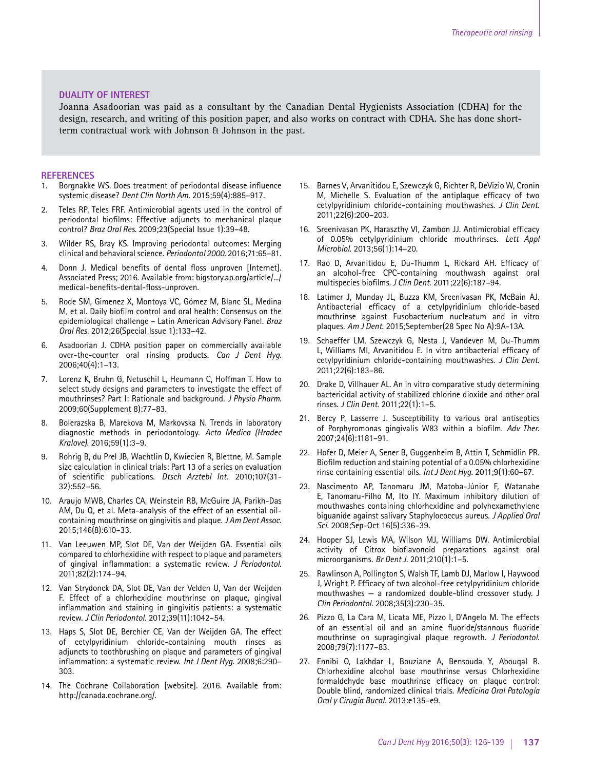## DUALITY OF INTEREST

Joanna Asadoorian was paid as a consultant by the Canadian Dental Hygienists Association (CDHA) for the design, research, and writing of this position paper, and also works on contract with CDHA. She has done short-term contractual work with Johnson & Johnson in the past.

## REFERENCES

1. Borgnakke WS. Does treatment of periodontal disease influence systemic disease? *Dent Clin North Am.* 2015;59(4):885–917.
2. Teles RP, Teles FRF. Antimicrobial agents used in the control of periodontal biofilms: Effective adjuncts to mechanical plaque control? *Braz Oral Res.* 2009;23(Special Issue 1):39–48.
3. Wilder RS, Bray KS. Improving periodontal outcomes: Merging clinical and behavioral science. *Periodontol 2000.* 2016;71:65–81.
4. Donn J. Medical benefits of dental floss unproven [Internet]. Associated Press; 2016. Available from: bigstory.ap.org/article/.../medical-benefits-dental-floss-unproven.
5. Rode SM, Gimenez X, Montoya VC, Gómez M, Blanc SL, Medina M, et al. Daily biofilm control and oral health: Consensus on the epidemiological challenge – Latin American Advisory Panel. *Braz Oral Res.* 2012;26(Special Issue 1):133–42.
6. Asadoorian J. CDHA position paper on commercially available over-the-counter oral rinsing products. *Can J Dent Hyg.* 2006;40(4):1–13.
7. Lorenz K, Bruhn G, Netuschil L, Heumann C, Hoffman T. How to select study designs and parameters to investigate the effect of mouthrinses? Part I: Rationale and background. *J Physio Pharm.* 2009;60(Supplement 8):77–83.
8. Bolerazska B, Marekova M, Markovska N. Trends in laboratory diagnostic methods in periodontology. *Acta Medica (Hradec Kralove).* 2016;59(1):3–9.
9. Rohrig B, du Prel JB, Wachtlin D, Kwiecien R, Blettne, M. Sample size calculation in clinical trials: Part 13 of a series on evaluation of scientific publications. *Dtsch Arztebl Int.* 2010;107(31-32):552–56.
10. Araujo MWB, Charles CA, Weinstein RB, McGuire JA, Parikh-Das AM, Du Q, et al. Meta-analysis of the effect of an essential oil-containing mouthrinse on gingivitis and plaque. *J Am Dent Assoc.* 2015;146(8):610–33.
11. Van Leeuwen MP, Slot DE, Van der Weijden GA. Essential oils compared to chlorhexidine with respect to plaque and parameters of gingival inflammation: a systematic review. *J Periodontol.* 2011;82(2):174–94.
12. Van Strydonck DA, Slot DE, Van der Velden U, Van der Weijden F. Effect of a chlorhexidine mouthrinse on plaque, gingival inflammation and staining in gingivitis patients: a systematic review. *J Clin Periodontol.* 2012;39(11):1042–54.
13. Haps S, Slot DE, Berchier CE, Van der Weijden GA. The effect of cetylpyridinium chloride-containing mouth rinses as adjuncts to toothbrushing on plaque and parameters of gingival inflammation: a systematic review. *Int J Dent Hyg.* 2008;6:290–303.
14. The Cochrane Collaboration [website]. 2016. Available from: http://canada.cochrane.org/.
15. Barnes V, Arvanitidou E, Szewczyk G, Richter R, DeVizio W, Cronin M, Michelle S. Evaluation of the antiplaque efficacy of two cetylpyridinium chloride-containing mouthwashes. *J Clin Dent.* 2011;22(6):200–203.
16. Sreenivasan PK, Haraszthy VI, Zambon JJ. Antimicrobial efficacy of 0.05% cetylpyridinium chloride mouthrinses. *Lett Appl Microbiol.* 2013;56(1):14–20.
17. Rao D, Arvanitidou E, Du-Thumm L, Rickard AH. Efficacy of an alcohol-free CPC-containing mouthwash against oral multispecies biofilms. *J Clin Dent.* 2011;22(6):187–94.
18. Latimer J, Munday JL, Buzza KM, Sreenivasan PK, McBain AJ. Antibacterial efficacy of a cetylpyridinium chloride-based mouthrinse against Fusobacterium nucleatum and in vitro plaques. *Am J Dent.* 2015;September(28 Spec No A):9A-13A.
19. Schaeffer LM, Szewczyk G, Nesta J, Vandeven M, Du-Thumm L, Williams MI, Arvanitidou E. In vitro antibacterial efficacy of cetylpyridinium chloride-containing mouthwashes. *J Clin Dent.* 2011;22(6):183–86.
20. Drake D, Villhauer AL. An in vitro comparative study determining bactericidal activity of stabilized chlorine dioxide and other oral rinses. *J Clin Dent.* 2011;22(1):1–5.
21. Bercy P, Lasserre J. Susceptibility to various oral antiseptics of Porphyromonas gingivalis W83 within a biofilm. *Adv Ther.* 2007;24(6):1181–91.
22. Hofer D, Meier A, Sener B, Guggenheim B, Attin T, Schmidlin PR. Biofilm reduction and staining potential of a 0.05% chlorhexidine rinse containing essential oils. *Int J Dent Hyg.* 2011;9(1):60–67.
23. Nascimento AP, Tanomaru JM, Matoba-Júnior F, Watanabe E, Tanomaru-Filho M, Ito IY. Maximum inhibitory dilution of mouthwashes containing chlorhexidine and polyhexamethylene biguanide against salivary Staphylococcus aureus. *J Applied Oral Sci.* 2008;Sep-Oct 16(5):336–39.
24. Hooper SJ, Lewis MA, Wilson MJ, Williams DW. Antimicrobial activity of Citrox bioflavonoid preparations against oral microorganisms. *Br Dent J.* 2011;210(1):1–5.
25. Rawlinson A, Pollington S, Walsh TF, Lamb DJ, Marlow I, Haywood J, Wright P. Efficacy of two alcohol-free cetylpyridinium chloride mouthwashes — a randomized double-blind crossover study. J *Clin Periodontol.* 2008;35(3):230–35.
26. Pizzo G, La Cara M, Licata ME, Pizzo I, D'Angelo M. The effects of an essential oil and an amine fluoride/stannous fluoride mouthrinse on supragingival plaque regrowth. *J Periodontol.* 2008;79(7):1177–83.
27. Ennibi O, Lakhdar L, Bouziane A, Bensouda Y, Abouqal R. Chlorhexidine alcohol base mouthrinse versus Chlorhexidine formaldehyde base mouthrinse efficacy on plaque control: Double blind, randomized clinical trials. *Medicina Oral Patología Oral y Cirugia Bucal.* 2013:e135–e9.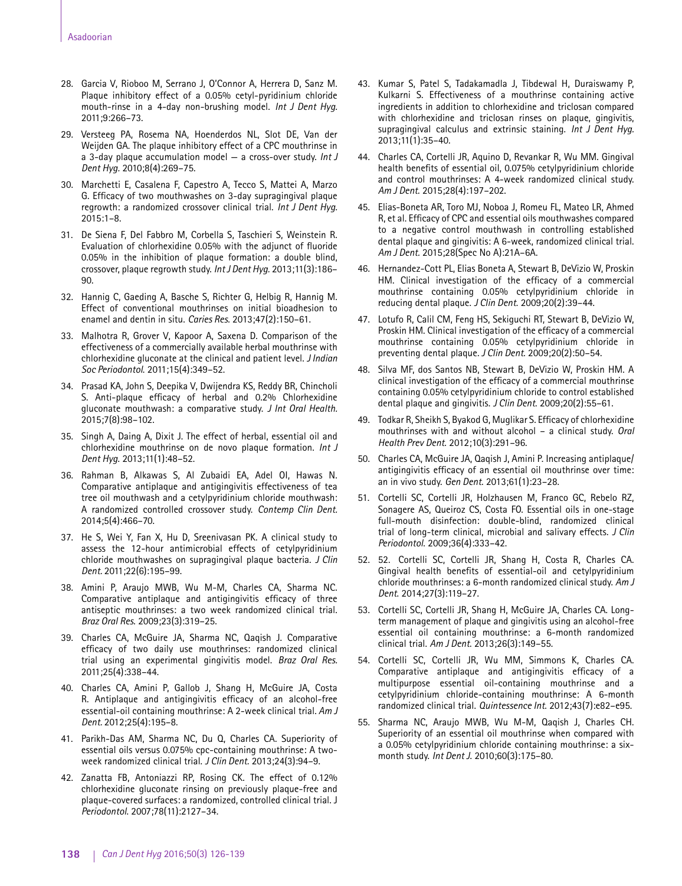28. Garcia V, Rioboo M, Serrano J, O'Connor A, Herrera D, Sanz M. Plaque inhibitory effect of a 0.05% cetyl-pyridinium chloride mouth-rinse in a 4-day non-brushing model. *Int J Dent Hyg.* 2011;9:266–73.

29. Versteeg PA, Rosema NA, Hoenderdos NL, Slot DE, Van der Weijden GA. The plaque inhibitory effect of a CPC mouthrinse in a 3-day plaque accumulation model — a cross-over study. *Int J Dent Hyg.* 2010;8(4):269–75.

30. Marchetti E, Casalena F, Capestro A, Tecco S, Mattei A, Marzo G. Efficacy of two mouthwashes on 3-day supragingival plaque regrowth: a randomized crossover clinical trial. *Int J Dent Hyg.* 2015:1–8.

31. De Siena F, Del Fabbro M, Corbella S, Taschieri S, Weinstein R. Evaluation of chlorhexidine 0.05% with the adjunct of fluoride 0.05% in the inhibition of plaque formation: a double blind, crossover, plaque regrowth study. *Int J Dent Hyg.* 2013;11(3):186–90.

32. Hannig C, Gaeding A, Basche S, Richter G, Helbig R, Hannig M. Effect of conventional mouthrinses on initial bioadhesion to enamel and dentin in situ. *Caries Res.* 2013;47(2):150–61.

33. Malhotra R, Grover V, Kapoor A, Saxena D. Comparison of the effectiveness of a commercially available herbal mouthrinse with chlorhexidine gluconate at the clinical and patient level. *J Indian Soc Periodontol.* 2011;15(4):349–52.

34. Prasad KA, John S, Deepika V, Dwijendra KS, Reddy BR, Chincholi S. Anti-plaque efficacy of herbal and 0.2% Chlorhexidine gluconate mouthwash: a comparative study. *J Int Oral Health.* 2015;7(8):98–102.

35. Singh A, Daing A, Dixit J. The effect of herbal, essential oil and chlorhexidine mouthrinse on de novo plaque formation. *Int J Dent Hyg.* 2013;11(1):48–52.

36. Rahman B, Alkawas S, Al Zubaidi EA, Adel OI, Hawas N. Comparative antiplaque and antigingivitis effectiveness of tea tree oil mouthwash and a cetylpyridinium chloride mouthwash: A randomized controlled crossover study. *Contemp Clin Dent.* 2014;5(4):466–70.

37. He S, Wei Y, Fan X, Hu D, Sreenivasan PK. A clinical study to assess the 12-hour antimicrobial effects of cetylpyridinium chloride mouthwashes on supragingival plaque bacteria. *J Clin Dent.* 2011;22(6):195–99.

38. Amini P, Araujo MWB, Wu M-M, Charles CA, Sharma NC. Comparative antiplaque and antigingivitis efficacy of three antiseptic mouthrinses: a two week randomized clinical trial. *Braz Oral Res.* 2009;23(3):319–25.

39. Charles CA, McGuire JA, Sharma NC, Qaqish J. Comparative efficacy of two daily use mouthrinses: randomized clinical trial using an experimental gingivitis model. *Braz Oral Res.* 2011;25(4):338–44.

40. Charles CA, Amini P, Gallob J, Shang H, McGuire JA, Costa R. Antiplaque and antigingivitis efficacy of an alcohol-free essential-oil containing mouthrinse: A 2-week clinical trial. *Am J Dent.* 2012;25(4):195–8.

41. Parikh-Das AM, Sharma NC, Du Q, Charles CA. Superiority of essential oils versus 0.075% cpc-containing mouthrinse: A two-week randomized clinical trial. *J Clin Dent.* 2013;24(3):94–9.

42. Zanatta FB, Antoniazzi RP, Rosing CK. The effect of 0.12% chlorhexidine gluconate rinsing on previously plaque-free and plaque-covered surfaces: a randomized, controlled clinical trial. J *Periodontol.* 2007;78(11):2127–34.

43. Kumar S, Patel S, Tadakamadla J, Tibdewal H, Duraiswamy P, Kulkarni S. Effectiveness of a mouthrinse containing active ingredients in addition to chlorhexidine and triclosan compared with chlorhexidine and triclosan rinses on plaque, gingivitis, supragingival calculus and extrinsic staining. *Int J Dent Hyg.* 2013;11(1):35–40.

44. Charles CA, Cortelli JR, Aquino D, Revankar R, Wu MM. Gingival health benefits of essential oil, 0.075% cetylpyridinium chloride and control mouthrinses: A 4-week randomized clinical study. *Am J Dent.* 2015;28(4):197–202.

45. Elias-Boneta AR, Toro MJ, Noboa J, Romeu FL, Mateo LR, Ahmed R, et al. Efficacy of CPC and essential oils mouthwashes compared to a negative control mouthwash in controlling established dental plaque and gingivitis: A 6-week, randomized clinical trial. *Am J Dent.* 2015;28(Spec No A):21A–6A.

46. Hernandez-Cott PL, Elias Boneta A, Stewart B, DeVizio W, Proskin HM. Clinical investigation of the efficacy of a commercial mouthrinse containing 0.05% cetylpyridinium chloride in reducing dental plaque. *J Clin Dent.* 2009;20(2):39–44.

47. Lotufo R, Calil CM, Feng HS, Sekiguchi RT, Stewart B, DeVizio W, Proskin HM. Clinical investigation of the efficacy of a commercial mouthrinse containing 0.05% cetylpyridinium chloride in preventing dental plaque. *J Clin Dent.* 2009;20(2):50–54.

48. Silva MF, dos Santos NB, Stewart B, DeVizio W, Proskin HM. A clinical investigation of the efficacy of a commercial mouthrinse containing 0.05% cetylpyridinium chloride to control established dental plaque and gingivitis. *J Clin Dent.* 2009;20(2):55–61.

49. Todkar R, Sheikh S, Byakod G, Muglikar S. Efficacy of chlorhexidine mouthrinses with and without alcohol – a clinical study. *Oral Health Prev Dent.* 2012;10(3):291–96.

50. Charles CA, McGuire JA, Qaqish J, Amini P. Increasing antiplaque/antigingivitis efficacy of an essential oil mouthrinse over time: an in vivo study. *Gen Dent.* 2013;61(1):23–28.

51. Cortelli SC, Cortelli JR, Holzhausen M, Franco GC, Rebelo RZ, Sonagere AS, Queiroz CS, Costa FO. Essential oils in one-stage full-mouth disinfection: double-blind, randomized clinical trial of long-term clinical, microbial and salivary effects. *J Clin Periodontol.* 2009;36(4):333–42.

52. 52. Cortelli SC, Cortelli JR, Shang H, Costa R, Charles CA. Gingival health benefits of essential-oil and cetylpyridinium chloride mouthrinses: a 6-month randomized clinical study. *Am J Dent.* 2014;27(3):119–27.

53. Cortelli SC, Cortelli JR, Shang H, McGuire JA, Charles CA. Long-term management of plaque and gingivitis using an alcohol-free essential oil containing mouthrinse: a 6-month randomized clinical trial. *Am J Dent.* 2013;26(3):149–55.

54. Cortelli SC, Cortelli JR, Wu MM, Simmons K, Charles CA. Comparative antiplaque and antigingivitis efficacy of a multipurpose essential oil-containing mouthrinse and a cetylpyridinium chloride-containing mouthrinse: A 6-month randomized clinical trial. *Quintessence Int.* 2012;43(7):e82–e95.

55. Sharma NC, Araujo MWB, Wu M-M, Qaqish J, Charles CH. Superiority of an essential oil mouthrinse when compared with a 0.05% cetylpyridinium chloride containing mouthrinse: a six-month study. *Int Dent J.* 2010;60(3):175–80.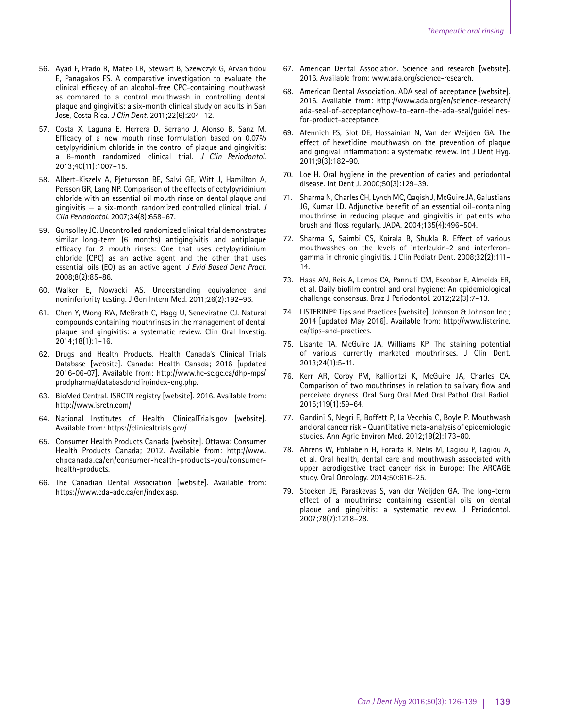56. Ayad F, Prado R, Mateo LR, Stewart B, Szewczyk G, Arvanitidou E, Panagakos FS. A comparative investigation to evaluate the clinical efficacy of an alcohol-free CPC-containing mouthwash as compared to a control mouthwash in controlling dental plaque and gingivitis: a six-month clinical study on adults in San Jose, Costa Rica. *J Clin Dent.* 2011;22(6):204–12.

57. Costa X, Laguna E, Herrera D, Serrano J, Alonso B, Sanz M. Efficacy of a new mouth rinse formulation based on 0.07% cetylpyridinium chloride in the control of plaque and gingivitis: a 6-month randomized clinical trial. *J Clin Periodontol.* 2013;40(11):1007–15.

58. Albert-Kiszely A, Pjetursson BE, Salvi GE, Witt J, Hamilton A, Persson GR, Lang NP. Comparison of the effects of cetylpyridinium chloride with an essential oil mouth rinse on dental plaque and gingivitis — a six-month randomized controlled clinical trial. *J Clin Periodontol.* 2007;34(8):658–67.

59. Gunsolley JC. Uncontrolled randomized clinical trial demonstrates similar long-term (6 months) antigingivitis and antiplaque efficacy for 2 mouth rinses: One that uses cetylpyridinium chloride (CPC) as an active agent and the other that uses essential oils (EO) as an active agent. *J Evid Based Dent Pract.* 2008;8(2):85–86.

60. Walker E, Nowacki AS. Understanding equivalence and noninferiority testing. J Gen Intern Med. 2011;26(2):192–96.

61. Chen Y, Wong RW, McGrath C, Hagg U, Seneviratne CJ. Natural compounds containing mouthrinses in the management of dental plaque and gingivitis: a systematic review. Clin Oral Investig. 2014;18(1):1–16.

62. Drugs and Health Products. Health Canada's Clinical Trials Database [website]. Canada: Health Canada; 2016 [updated 2016-06-07]. Available from: http://www.hc-sc.gc.ca/dhp-mps/prodpharma/databasdonclin/index-eng.php.

63. BioMed Central. ISRCTN registry [website]. 2016. Available from: http://www.isrctn.com/.

64. National Institutes of Health. ClinicalTrials.gov [website]. Available from: https://clinicaltrials.gov/.

65. Consumer Health Products Canada [website]. Ottawa: Consumer Health Products Canada; 2012. Available from: http://www.chpcanada.ca/en/consumer-health-products-you/consumer-health-products.

66. The Canadian Dental Association [website]. Available from: https://www.cda-adc.ca/en/index.asp.

67. American Dental Association. Science and research [website]. 2016. Available from: www.ada.org/science-research.

68. American Dental Association. ADA seal of acceptance [website]. 2016. Available from: http://www.ada.org/en/science-research/ada-seal-of-acceptance/how-to-earn-the-ada-seal/guidelines-for-product-acceptance.

69. Afennich FS, Slot DE, Hossainian N, Van der Weijden GA. The effect of hexetidine mouthwash on the prevention of plaque and gingival inflammation: a systematic review. Int J Dent Hyg. 2011;9(3):182–90.

70. Loe H. Oral hygiene in the prevention of caries and periodontal disease. Int Dent J. 2000;50(3):129–39.

71. Sharma N, Charles CH, Lynch MC, Qaqish J, McGuire JA, Galustians JG, Kumar LD. Adjunctive benefit of an essential oil–containing mouthrinse in reducing plaque and gingivitis in patients who brush and floss regularly. JADA. 2004;135(4):496–504.

72. Sharma S, Saimbi CS, Koirala B, Shukla R. Effect of various mouthwashes on the levels of interleukin-2 and interferon-gamma in chronic gingivitis. J Clin Pediatr Dent. 2008;32(2):111–14.

73. Haas AN, Reis A, Lemos CA, Pannuti CM, Escobar E, Almeida ER, et al. Daily biofilm control and oral hygiene: An epidemiological challenge consensus. Braz J Periodontol. 2012;22(3):7–13.

74. LISTERINE® Tips and Practices [website]. Johnson & Johnson Inc.; 2014 [updated May 2016]. Available from: http://www.listerine.ca/tips-and-practices.

75. Lisante TA, McGuire JA, Williams KP. The staining potential of various currently marketed mouthrinses. J Clin Dent. 2013;24(1):5-11.

76. Kerr AR, Corby PM, Kalliontzi K, McGuire JA, Charles CA. Comparison of two mouthrinses in relation to salivary flow and perceived dryness. Oral Surg Oral Med Oral Pathol Oral Radiol. 2015;119(1):59–64.

77. Gandini S, Negri E, Boffett P, La Vecchia C, Boyle P. Mouthwash and oral cancer risk – Quantitative meta-analysis of epidemiologic studies. Ann Agric Environ Med. 2012;19(2):173–80.

78. Ahrens W, Pohlabeln H, Foraita R, Nelis M, Lagiou P, Lagiou A, et al. Oral health, dental care and mouthwash associated with upper aerodigestive tract cancer risk in Europe: The ARCAGE study. Oral Oncology. 2014;50:616–25.

79. Stoeken JE, Paraskevas S, van der Weijden GA. The long-term effect of a mouthrinse containing essential oils on dental plaque and gingivitis: a systematic review. J Periodontol. 2007;78(7):1218–28.